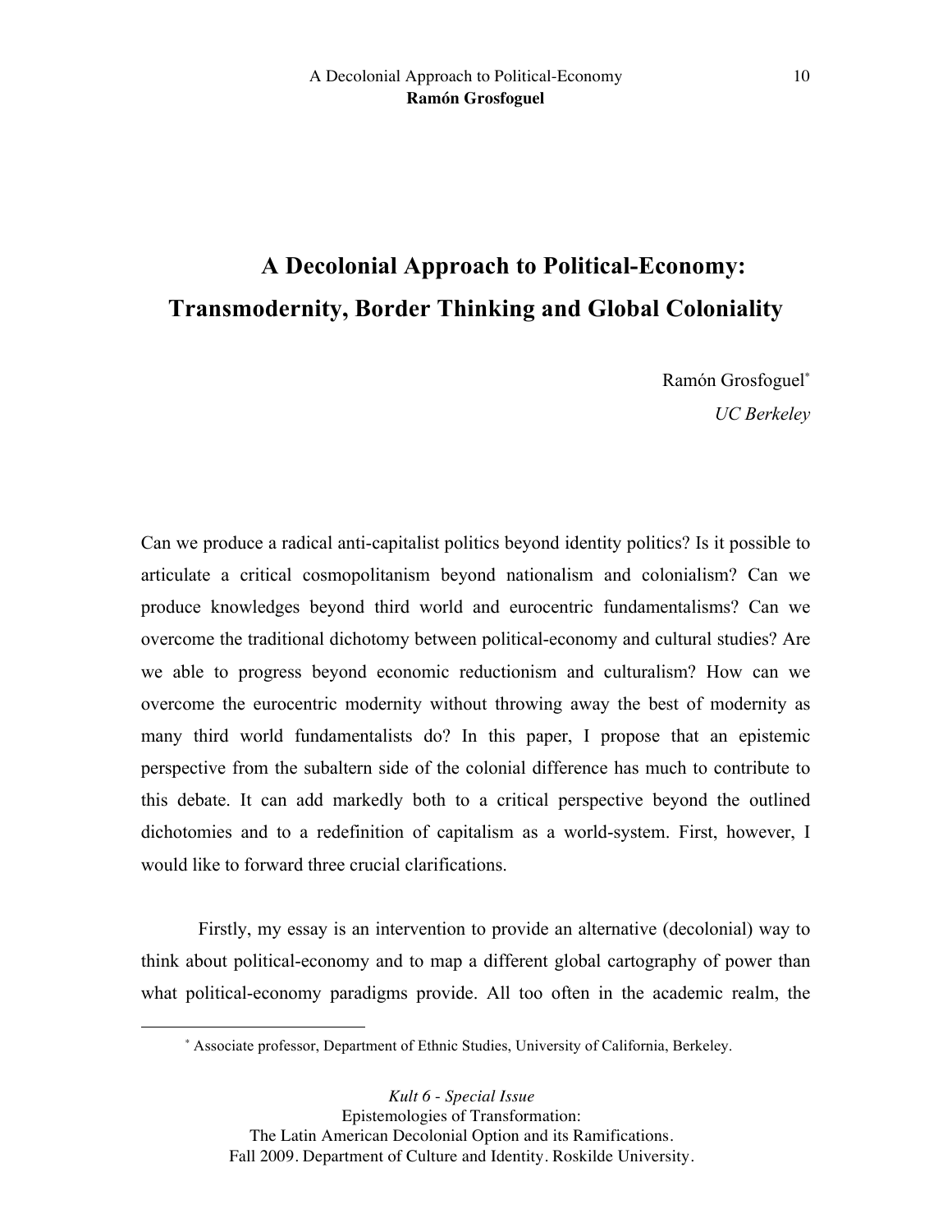# A Decolonial Approach to Political-Economy: Transmodernity, Border Thinking and Global Coloniality

Ramón Grosfoguel*

*UC Berkeley*

Can we produce a radical anti-capitalist politics beyond identity politics? Is it possible to articulate a critical cosmopolitanism beyond nationalism and colonialism? Can we produce knowledges beyond third world and eurocentric fundamentalisms? Can we overcome the traditional dichotomy between political-economy and cultural studies? Are we able to progress beyond economic reductionism and culturalism? How can we overcome the eurocentric modernity without throwing away the best of modernity as many third world fundamentalists do? In this paper, I propose that an epistemic perspective from the subaltern side of the colonial difference has much to contribute to this debate. It can add markedly both to a critical perspective beyond the outlined dichotomies and to a redefinition of capitalism as a world-system. First, however, I would like to forward three crucial clarifications.

Firstly, my essay is an intervention to provide an alternative (decolonial) way to think about political-economy and to map a different global cartography of power than what political-economy paradigms provide. All too often in the academic realm, the

* Associate professor, Department of Ethnic Studies, University of California, Berkeley.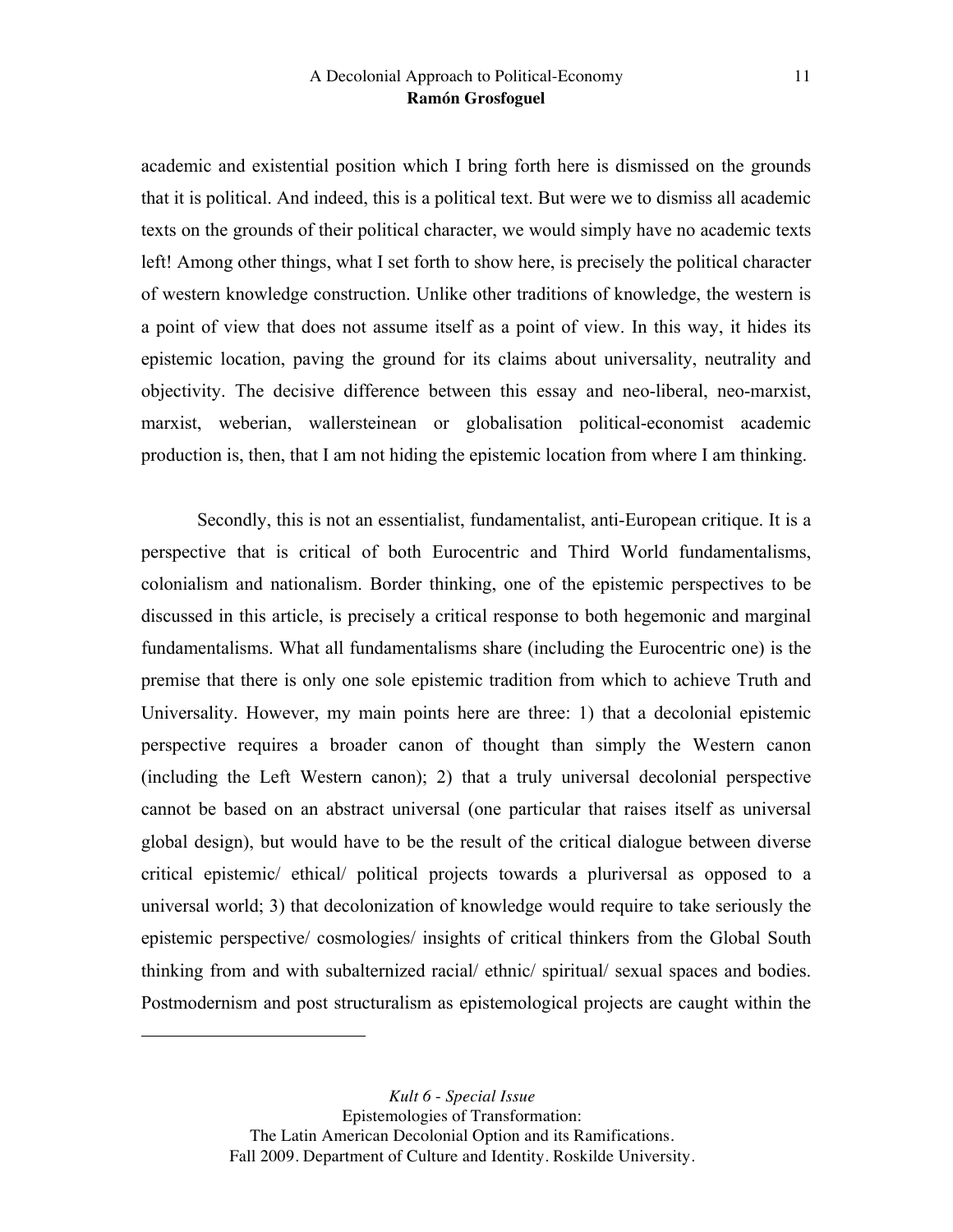academic and existential position which I bring forth here is dismissed on the grounds that it is political. And indeed, this is a political text. But were we to dismiss all academic texts on the grounds of their political character, we would simply have no academic texts left! Among other things, what I set forth to show here, is precisely the political character of western knowledge construction. Unlike other traditions of knowledge, the western is a point of view that does not assume itself as a point of view. In this way, it hides its epistemic location, paving the ground for its claims about universality, neutrality and objectivity. The decisive difference between this essay and neo-liberal, neo-marxist, marxist, weberian, wallersteinean or globalisation political-economist academic production is, then, that I am not hiding the epistemic location from where I am thinking.

Secondly, this is not an essentialist, fundamentalist, anti-European critique. It is a perspective that is critical of both Eurocentric and Third World fundamentalisms, colonialism and nationalism. Border thinking, one of the epistemic perspectives to be discussed in this article, is precisely a critical response to both hegemonic and marginal fundamentalisms. What all fundamentalisms share (including the Eurocentric one) is the premise that there is only one sole epistemic tradition from which to achieve Truth and Universality. However, my main points here are three: 1) that a decolonial epistemic perspective requires a broader canon of thought than simply the Western canon (including the Left Western canon); 2) that a truly universal decolonial perspective cannot be based on an abstract universal (one particular that raises itself as universal global design), but would have to be the result of the critical dialogue between diverse critical epistemic/ ethical/ political projects towards a pluriversal as opposed to a universal world; 3) that decolonization of knowledge would require to take seriously the epistemic perspective/ cosmologies/ insights of critical thinkers from the Global South thinking from and with subalternized racial/ ethnic/ spiritual/ sexual spaces and bodies. Postmodernism and post structuralism as epistemological projects are caught within the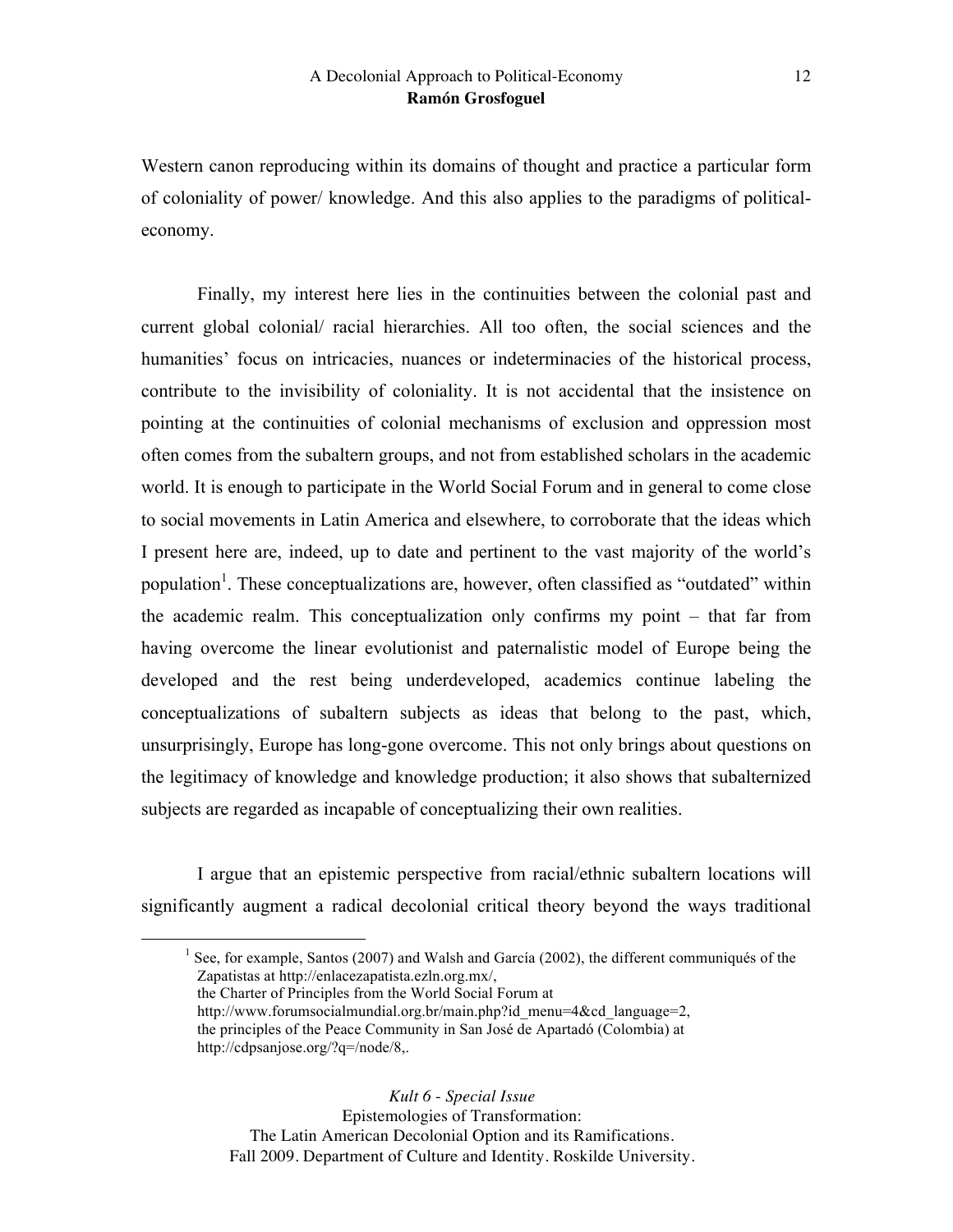Western canon reproducing within its domains of thought and practice a particular form of coloniality of power/ knowledge. And this also applies to the paradigms of political-economy.

Finally, my interest here lies in the continuities between the colonial past and current global colonial/ racial hierarchies. All too often, the social sciences and the humanities' focus on intricacies, nuances or indeterminacies of the historical process, contribute to the invisibility of coloniality. It is not accidental that the insistence on pointing at the continuities of colonial mechanisms of exclusion and oppression most often comes from the subaltern groups, and not from established scholars in the academic world. It is enough to participate in the World Social Forum and in general to come close to social movements in Latin America and elsewhere, to corroborate that the ideas which I present here are, indeed, up to date and pertinent to the vast majority of the world's population[1]. These conceptualizations are, however, often classified as "outdated" within the academic realm. This conceptualization only confirms my point – that far from having overcome the linear evolutionist and paternalistic model of Europe being the developed and the rest being underdeveloped, academics continue labeling the conceptualizations of subaltern subjects as ideas that belong to the past, which, unsurprisingly, Europe has long-gone overcome. This not only brings about questions on the legitimacy of knowledge and knowledge production; it also shows that subalternized subjects are regarded as incapable of conceptualizing their own realities.

I argue that an epistemic perspective from racial/ethnic subaltern locations will significantly augment a radical decolonial critical theory beyond the ways traditional

[1] See, for example, Santos (2007) and Walsh and García (2002), the different communiqués of the Zapatistas at http://enlacezapatista.ezln.org.mx/,
the Charter of Principles from the World Social Forum at
http://www.forumsocialmundial.org.br/main.php?id_menu=4&cd_language=2,
the principles of the Peace Community in San José de Apartadó (Colombia) at
http://cdpsanjose.org/?q=/node/8,.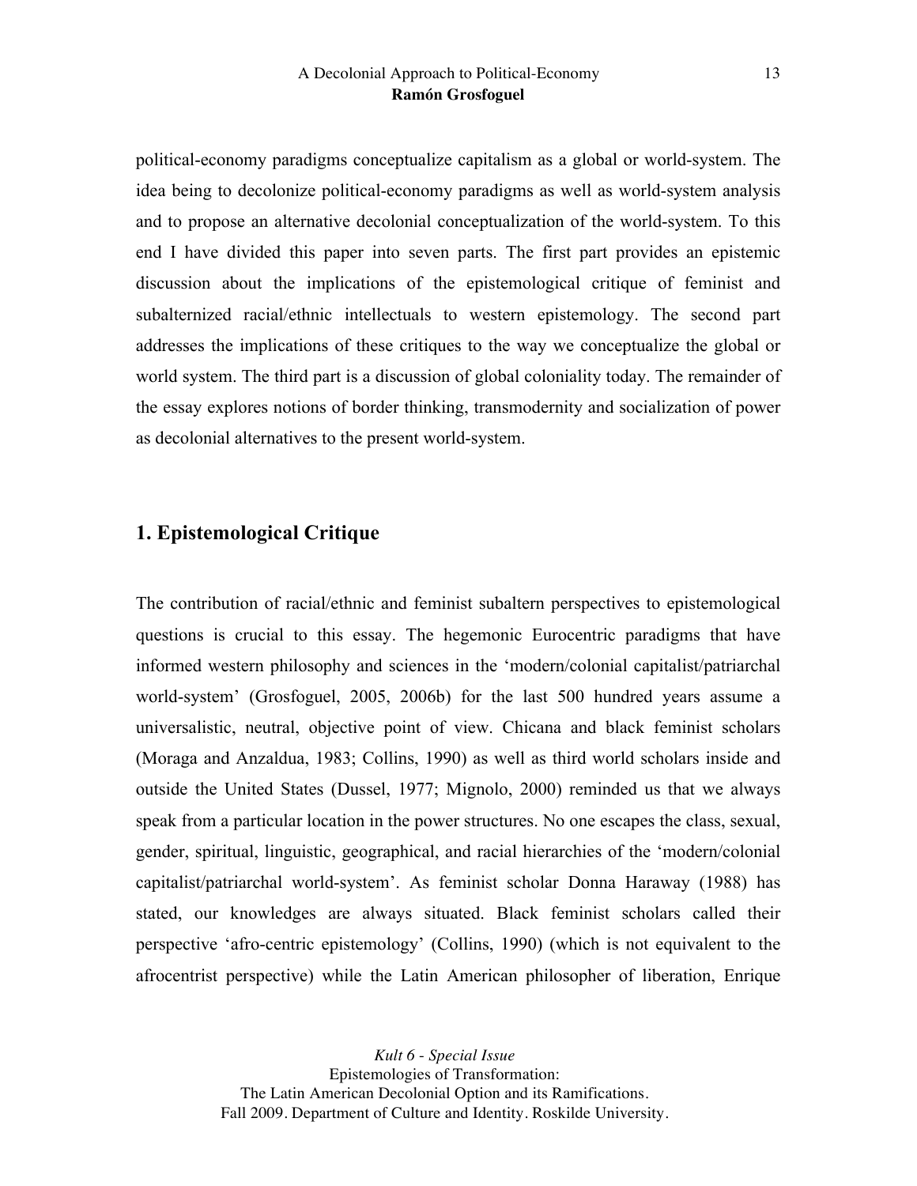political-economy paradigms conceptualize capitalism as a global or world-system. The idea being to decolonize political-economy paradigms as well as world-system analysis and to propose an alternative decolonial conceptualization of the world-system. To this end I have divided this paper into seven parts. The first part provides an epistemic discussion about the implications of the epistemological critique of feminist and subalternized racial/ethnic intellectuals to western epistemology. The second part addresses the implications of these critiques to the way we conceptualize the global or world system. The third part is a discussion of global coloniality today. The remainder of the essay explores notions of border thinking, transmodernity and socialization of power as decolonial alternatives to the present world-system.

## 1. Epistemological Critique

The contribution of racial/ethnic and feminist subaltern perspectives to epistemological questions is crucial to this essay. The hegemonic Eurocentric paradigms that have informed western philosophy and sciences in the 'modern/colonial capitalist/patriarchal world-system' (Grosfoguel, 2005, 2006b) for the last 500 hundred years assume a universalistic, neutral, objective point of view. Chicana and black feminist scholars (Moraga and Anzaldua, 1983; Collins, 1990) as well as third world scholars inside and outside the United States (Dussel, 1977; Mignolo, 2000) reminded us that we always speak from a particular location in the power structures. No one escapes the class, sexual, gender, spiritual, linguistic, geographical, and racial hierarchies of the 'modern/colonial capitalist/patriarchal world-system'. As feminist scholar Donna Haraway (1988) has stated, our knowledges are always situated. Black feminist scholars called their perspective 'afro-centric epistemology' (Collins, 1990) (which is not equivalent to the afrocentrist perspective) while the Latin American philosopher of liberation, Enrique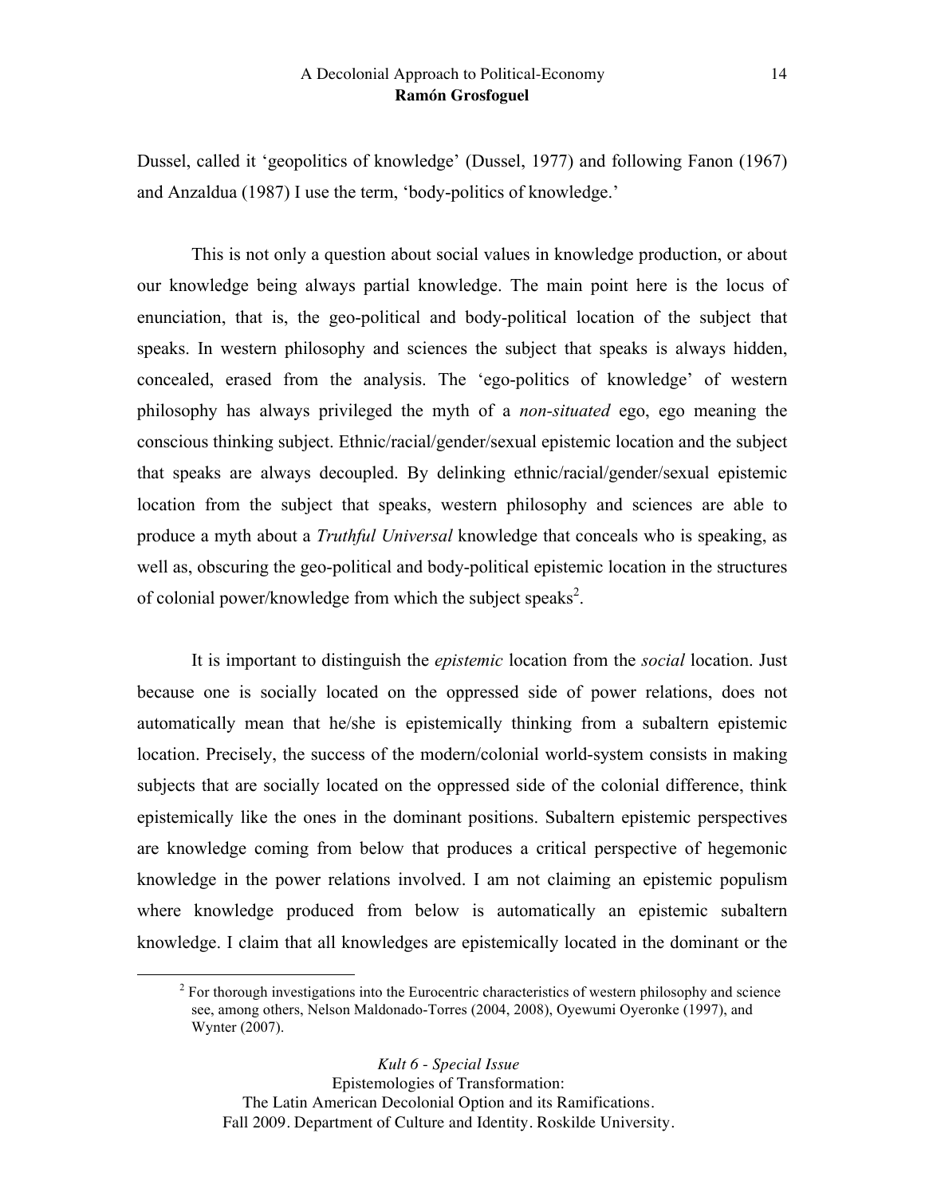Dussel, called it 'geopolitics of knowledge' (Dussel, 1977) and following Fanon (1967) and Anzaldua (1987) I use the term, 'body-politics of knowledge.'

This is not only a question about social values in knowledge production, or about our knowledge being always partial knowledge. The main point here is the locus of enunciation, that is, the geo-political and body-political location of the subject that speaks. In western philosophy and sciences the subject that speaks is always hidden, concealed, erased from the analysis. The 'ego-politics of knowledge' of western philosophy has always privileged the myth of a *non-situated* ego, ego meaning the conscious thinking subject. Ethnic/racial/gender/sexual epistemic location and the subject that speaks are always decoupled. By delinking ethnic/racial/gender/sexual epistemic location from the subject that speaks, western philosophy and sciences are able to produce a myth about a *Truthful Universal* knowledge that conceals who is speaking, as well as, obscuring the geo-political and body-political epistemic location in the structures of colonial power/knowledge from which the subject speaks[2].

It is important to distinguish the *epistemic* location from the *social* location. Just because one is socially located on the oppressed side of power relations, does not automatically mean that he/she is epistemically thinking from a subaltern epistemic location. Precisely, the success of the modern/colonial world-system consists in making subjects that are socially located on the oppressed side of the colonial difference, think epistemically like the ones in the dominant positions. Subaltern epistemic perspectives are knowledge coming from below that produces a critical perspective of hegemonic knowledge in the power relations involved. I am not claiming an epistemic populism where knowledge produced from below is automatically an epistemic subaltern knowledge. I claim that all knowledges are epistemically located in the dominant or the

---

[2] For thorough investigations into the Eurocentric characteristics of western philosophy and science see, among others, Nelson Maldonado-Torres (2004, 2008), Oyewumi Oyeronke (1997), and Wynter (2007).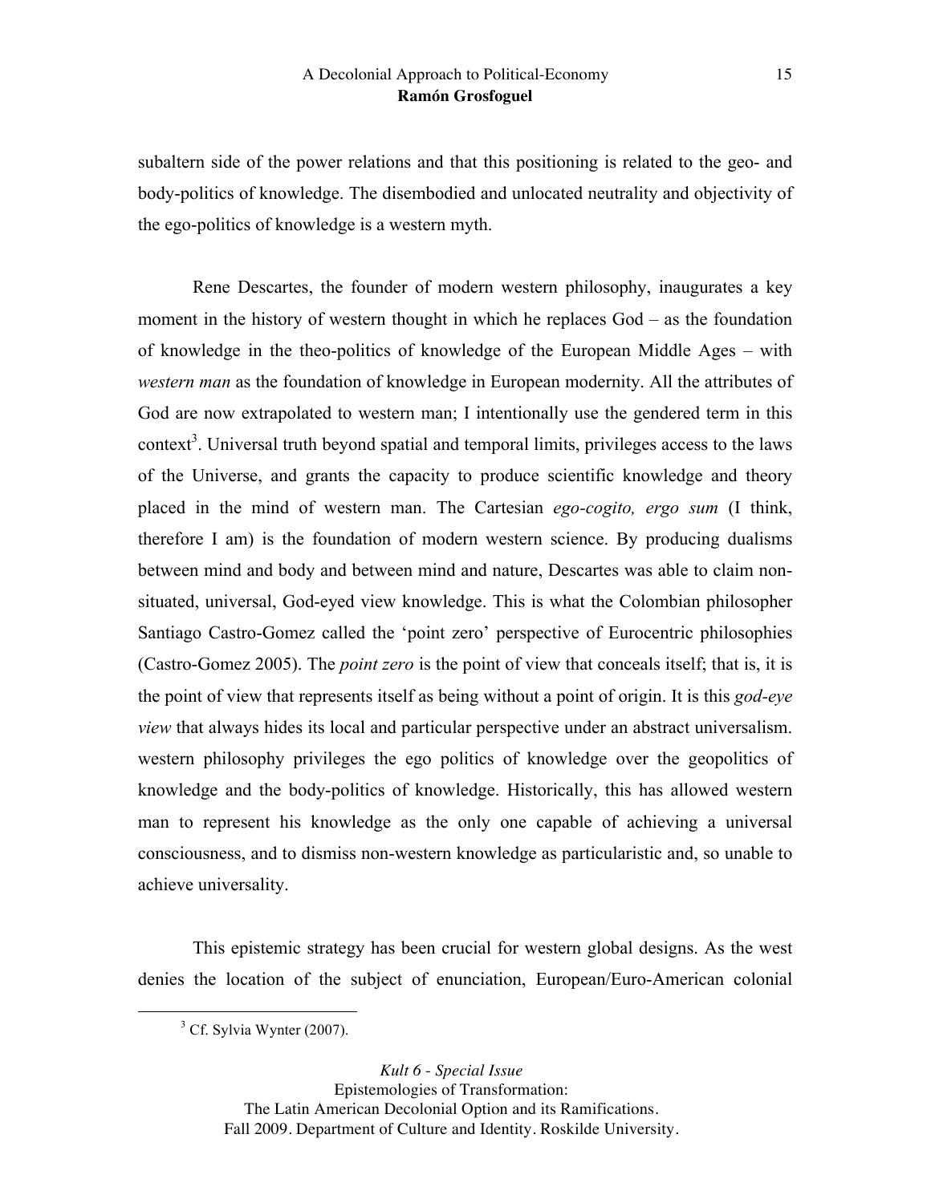subaltern side of the power relations and that this positioning is related to the geo- and body-politics of knowledge. The disembodied and unlocated neutrality and objectivity of the ego-politics of knowledge is a western myth.

Rene Descartes, the founder of modern western philosophy, inaugurates a key moment in the history of western thought in which he replaces God – as the foundation of knowledge in the theo-politics of knowledge of the European Middle Ages – with *western man* as the foundation of knowledge in European modernity. All the attributes of God are now extrapolated to western man; I intentionally use the gendered term in this context[3]. Universal truth beyond spatial and temporal limits, privileges access to the laws of the Universe, and grants the capacity to produce scientific knowledge and theory placed in the mind of western man. The Cartesian *ego-cogito, ergo sum* (I think, therefore I am) is the foundation of modern western science. By producing dualisms between mind and body and between mind and nature, Descartes was able to claim non-situated, universal, God-eyed view knowledge. This is what the Colombian philosopher Santiago Castro-Gomez called the 'point zero' perspective of Eurocentric philosophies (Castro-Gomez 2005). The *point zero* is the point of view that conceals itself; that is, it is the point of view that represents itself as being without a point of origin. It is this *god-eye view* that always hides its local and particular perspective under an abstract universalism. western philosophy privileges the ego politics of knowledge over the geopolitics of knowledge and the body-politics of knowledge. Historically, this has allowed western man to represent his knowledge as the only one capable of achieving a universal consciousness, and to dismiss non-western knowledge as particularistic and, so unable to achieve universality.

This epistemic strategy has been crucial for western global designs. As the west denies the location of the subject of enunciation, European/Euro-American colonial

[3] Cf. Sylvia Wynter (2007).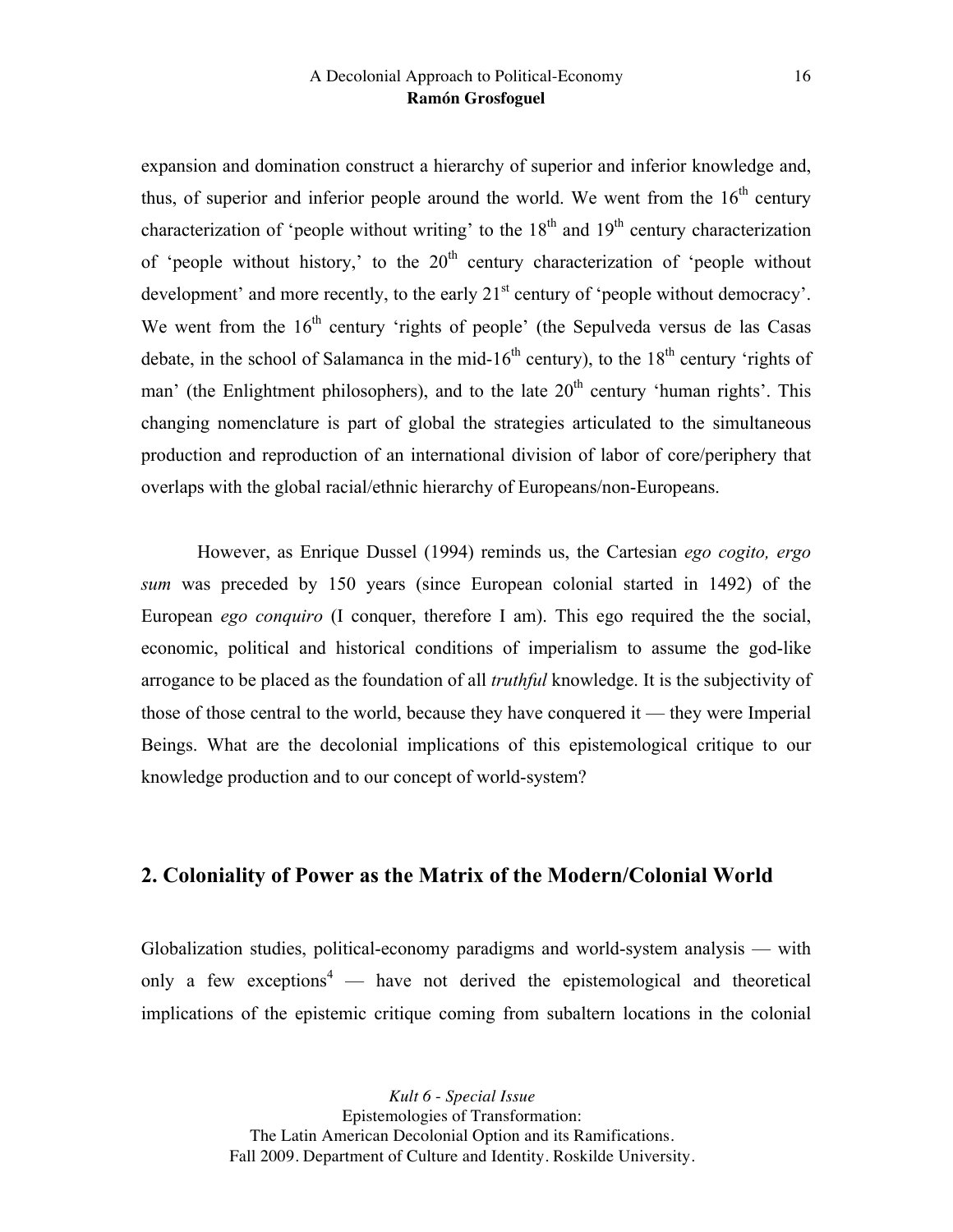expansion and domination construct a hierarchy of superior and inferior knowledge and, thus, of superior and inferior people around the world. We went from the 16th century characterization of 'people without writing' to the 18th and 19th century characterization of 'people without history,' to the 20th century characterization of 'people without development' and more recently, to the early 21st century of 'people without democracy'. We went from the 16th century 'rights of people' (the Sepulveda versus de las Casas debate, in the school of Salamanca in the mid-16th century), to the 18th century 'rights of man' (the Enlightment philosophers), and to the late 20th century 'human rights'. This changing nomenclature is part of global the strategies articulated to the simultaneous production and reproduction of an international division of labor of core/periphery that overlaps with the global racial/ethnic hierarchy of Europeans/non-Europeans.

However, as Enrique Dussel (1994) reminds us, the Cartesian *ego cogito, ergo sum* was preceded by 150 years (since European colonial started in 1492) of the European *ego conquiro* (I conquer, therefore I am). This ego required the the social, economic, political and historical conditions of imperialism to assume the god-like arrogance to be placed as the foundation of all *truthful* knowledge. It is the subjectivity of those of those central to the world, because they have conquered it — they were Imperial Beings. What are the decolonial implications of this epistemological critique to our knowledge production and to our concept of world-system?

## 2. Coloniality of Power as the Matrix of the Modern/Colonial World

Globalization studies, political-economy paradigms and world-system analysis — with only a few exceptions[4] — have not derived the epistemological and theoretical implications of the epistemic critique coming from subaltern locations in the colonial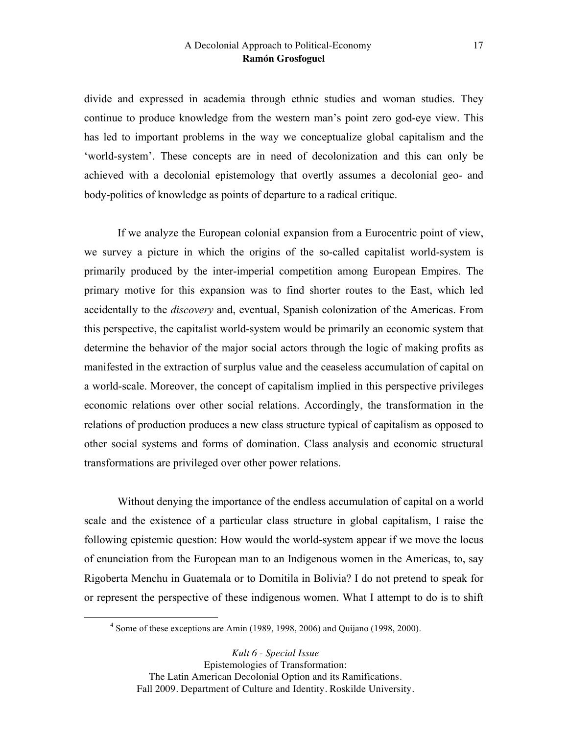divide and expressed in academia through ethnic studies and woman studies. They continue to produce knowledge from the western man's point zero god-eye view. This has led to important problems in the way we conceptualize global capitalism and the 'world-system'. These concepts are in need of decolonization and this can only be achieved with a decolonial epistemology that overtly assumes a decolonial geo- and body-politics of knowledge as points of departure to a radical critique.

If we analyze the European colonial expansion from a Eurocentric point of view, we survey a picture in which the origins of the so-called capitalist world-system is primarily produced by the inter-imperial competition among European Empires. The primary motive for this expansion was to find shorter routes to the East, which led accidentally to the *discovery* and, eventual, Spanish colonization of the Americas. From this perspective, the capitalist world-system would be primarily an economic system that determine the behavior of the major social actors through the logic of making profits as manifested in the extraction of surplus value and the ceaseless accumulation of capital on a world-scale. Moreover, the concept of capitalism implied in this perspective privileges economic relations over other social relations. Accordingly, the transformation in the relations of production produces a new class structure typical of capitalism as opposed to other social systems and forms of domination. Class analysis and economic structural transformations are privileged over other power relations.

Without denying the importance of the endless accumulation of capital on a world scale and the existence of a particular class structure in global capitalism, I raise the following epistemic question: How would the world-system appear if we move the locus of enunciation from the European man to an Indigenous women in the Americas, to, say Rigoberta Menchu in Guatemala or to Domitila in Bolivia? I do not pretend to speak for or represent the perspective of these indigenous women. What I attempt to do is to shift

[4] Some of these exceptions are Amin (1989, 1998, 2006) and Quijano (1998, 2000).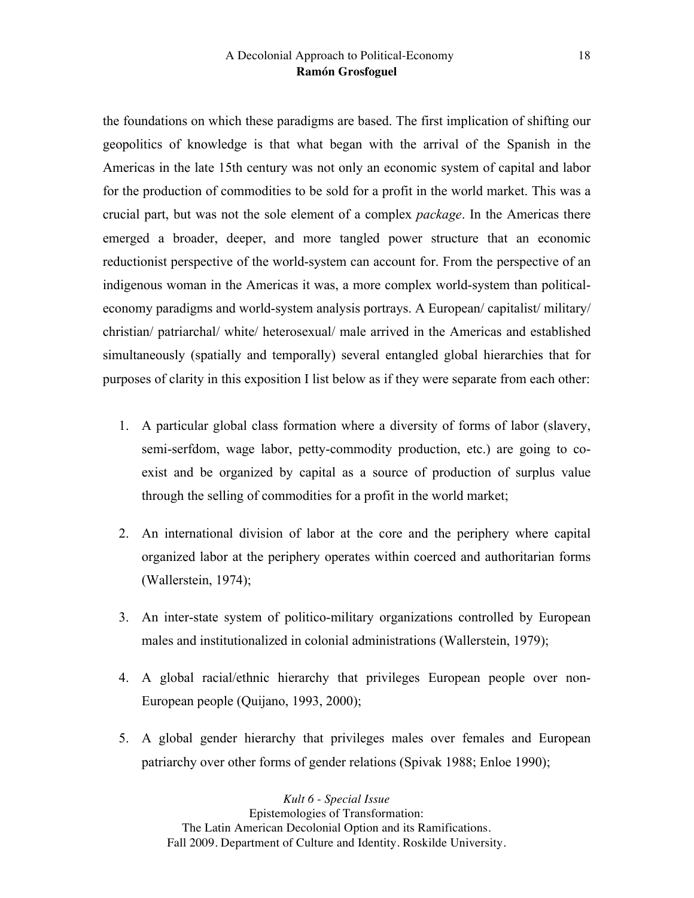the foundations on which these paradigms are based. The first implication of shifting our geopolitics of knowledge is that what began with the arrival of the Spanish in the Americas in the late 15th century was not only an economic system of capital and labor for the production of commodities to be sold for a profit in the world market. This was a crucial part, but was not the sole element of a complex *package*. In the Americas there emerged a broader, deeper, and more tangled power structure that an economic reductionist perspective of the world-system can account for. From the perspective of an indigenous woman in the Americas it was, a more complex world-system than political-economy paradigms and world-system analysis portrays. A European/ capitalist/ military/ christian/ patriarchal/ white/ heterosexual/ male arrived in the Americas and established simultaneously (spatially and temporally) several entangled global hierarchies that for purposes of clarity in this exposition I list below as if they were separate from each other:

1. A particular global class formation where a diversity of forms of labor (slavery, semi-serfdom, wage labor, petty-commodity production, etc.) are going to co-exist and be organized by capital as a source of production of surplus value through the selling of commodities for a profit in the world market;

2. An international division of labor at the core and the periphery where capital organized labor at the periphery operates within coerced and authoritarian forms (Wallerstein, 1974);

3. An inter-state system of politico-military organizations controlled by European males and institutionalized in colonial administrations (Wallerstein, 1979);

4. A global racial/ethnic hierarchy that privileges European people over non-European people (Quijano, 1993, 2000);

5. A global gender hierarchy that privileges males over females and European patriarchy over other forms of gender relations (Spivak 1988; Enloe 1990);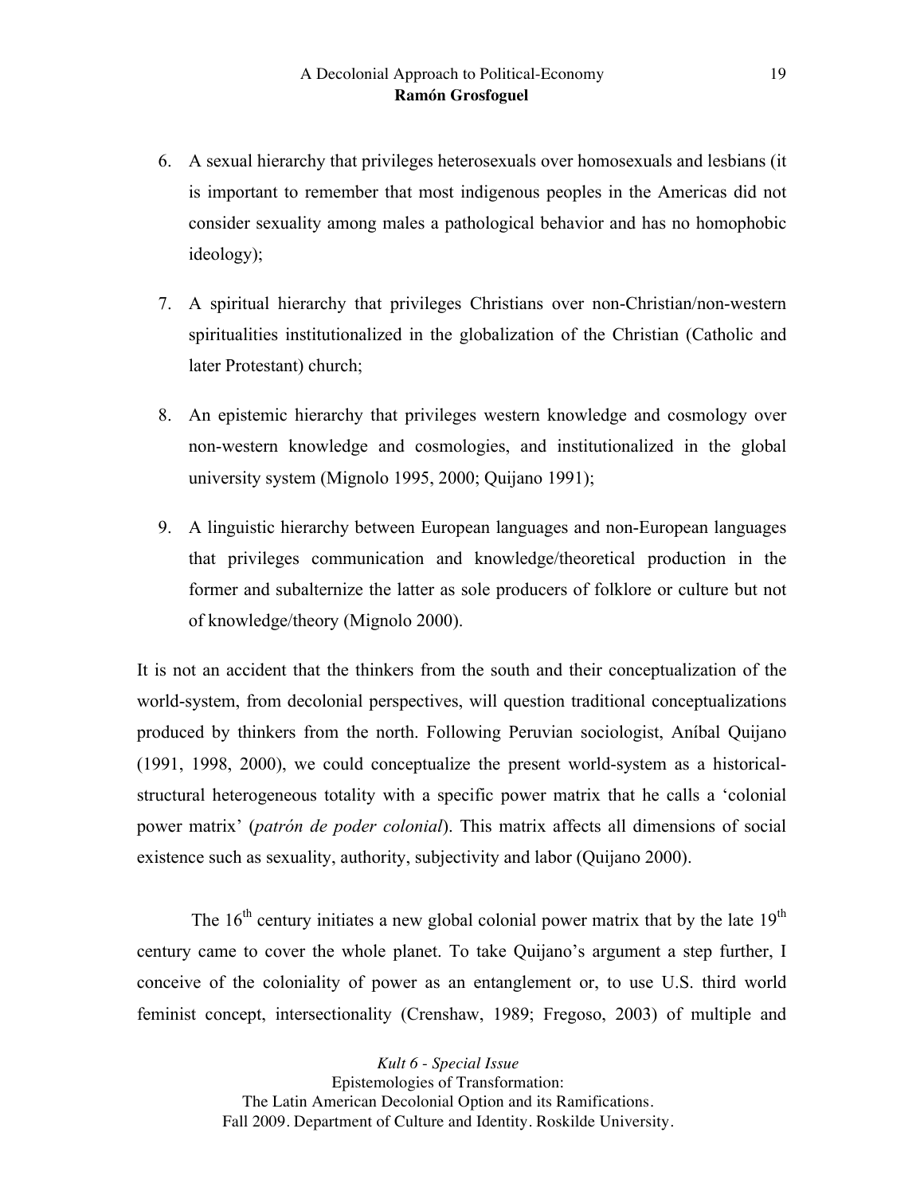6. A sexual hierarchy that privileges heterosexuals over homosexuals and lesbians (it is important to remember that most indigenous peoples in the Americas did not consider sexuality among males a pathological behavior and has no homophobic ideology);

7. A spiritual hierarchy that privileges Christians over non-Christian/non-western spiritualities institutionalized in the globalization of the Christian (Catholic and later Protestant) church;

8. An epistemic hierarchy that privileges western knowledge and cosmology over non-western knowledge and cosmologies, and institutionalized in the global university system (Mignolo 1995, 2000; Quijano 1991);

9. A linguistic hierarchy between European languages and non-European languages that privileges communication and knowledge/theoretical production in the former and subalternize the latter as sole producers of folklore or culture but not of knowledge/theory (Mignolo 2000).

It is not an accident that the thinkers from the south and their conceptualization of the world-system, from decolonial perspectives, will question traditional conceptualizations produced by thinkers from the north. Following Peruvian sociologist, Aníbal Quijano (1991, 1998, 2000), we could conceptualize the present world-system as a historical-structural heterogeneous totality with a specific power matrix that he calls a 'colonial power matrix' (*patrón de poder colonial*). This matrix affects all dimensions of social existence such as sexuality, authority, subjectivity and labor (Quijano 2000).

The 16[th] century initiates a new global colonial power matrix that by the late 19[th] century came to cover the whole planet. To take Quijano's argument a step further, I conceive of the coloniality of power as an entanglement or, to use U.S. third world feminist concept, intersectionality (Crenshaw, 1989; Fregoso, 2003) of multiple and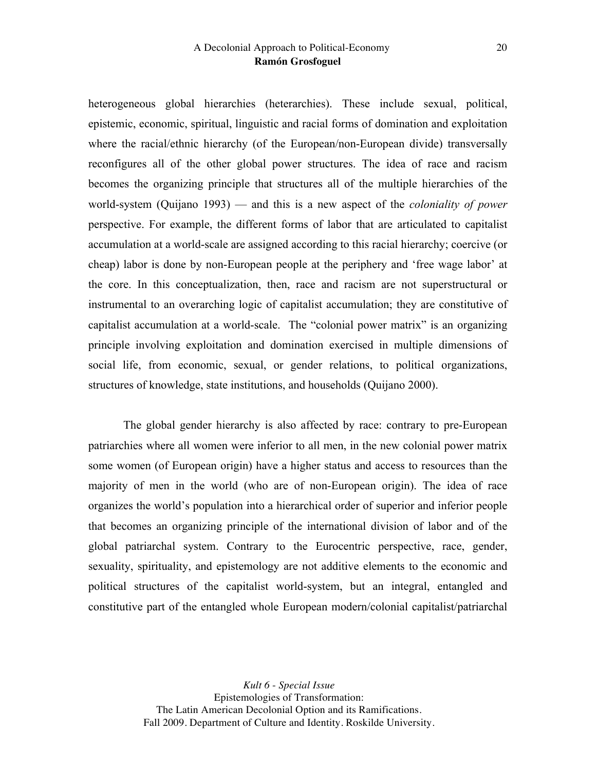heterogeneous global hierarchies (heterarchies). These include sexual, political, epistemic, economic, spiritual, linguistic and racial forms of domination and exploitation where the racial/ethnic hierarchy (of the European/non-European divide) transversally reconfigures all of the other global power structures. The idea of race and racism becomes the organizing principle that structures all of the multiple hierarchies of the world-system (Quijano 1993) — and this is a new aspect of the *coloniality of power* perspective. For example, the different forms of labor that are articulated to capitalist accumulation at a world-scale are assigned according to this racial hierarchy; coercive (or cheap) labor is done by non-European people at the periphery and 'free wage labor' at the core. In this conceptualization, then, race and racism are not superstructural or instrumental to an overarching logic of capitalist accumulation; they are constitutive of capitalist accumulation at a world-scale. The "colonial power matrix" is an organizing principle involving exploitation and domination exercised in multiple dimensions of social life, from economic, sexual, or gender relations, to political organizations, structures of knowledge, state institutions, and households (Quijano 2000).

The global gender hierarchy is also affected by race: contrary to pre-European patriarchies where all women were inferior to all men, in the new colonial power matrix some women (of European origin) have a higher status and access to resources than the majority of men in the world (who are of non-European origin). The idea of race organizes the world's population into a hierarchical order of superior and inferior people that becomes an organizing principle of the international division of labor and of the global patriarchal system. Contrary to the Eurocentric perspective, race, gender, sexuality, spirituality, and epistemology are not additive elements to the economic and political structures of the capitalist world-system, but an integral, entangled and constitutive part of the entangled whole European modern/colonial capitalist/patriarchal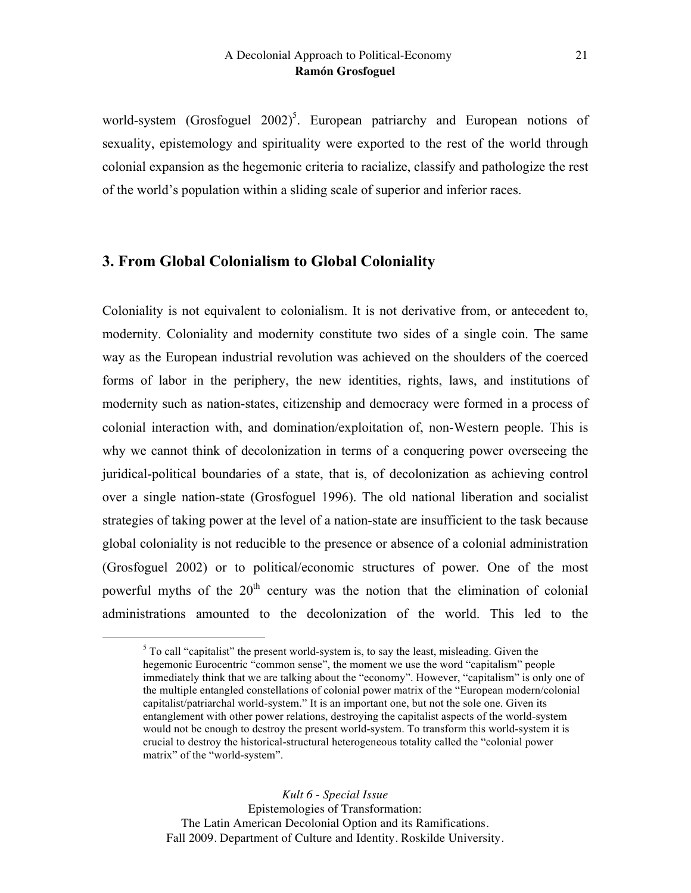world-system (Grosfoguel 2002)[5]. European patriarchy and European notions of sexuality, epistemology and spirituality were exported to the rest of the world through colonial expansion as the hegemonic criteria to racialize, classify and pathologize the rest of the world's population within a sliding scale of superior and inferior races.

## 3. From Global Colonialism to Global Coloniality

Coloniality is not equivalent to colonialism. It is not derivative from, or antecedent to, modernity. Coloniality and modernity constitute two sides of a single coin. The same way as the European industrial revolution was achieved on the shoulders of the coerced forms of labor in the periphery, the new identities, rights, laws, and institutions of modernity such as nation-states, citizenship and democracy were formed in a process of colonial interaction with, and domination/exploitation of, non-Western people. This is why we cannot think of decolonization in terms of a conquering power overseeing the juridical-political boundaries of a state, that is, of decolonization as achieving control over a single nation-state (Grosfoguel 1996). The old national liberation and socialist strategies of taking power at the level of a nation-state are insufficient to the task because global coloniality is not reducible to the presence or absence of a colonial administration (Grosfoguel 2002) or to political/economic structures of power. One of the most powerful myths of the 20th century was the notion that the elimination of colonial administrations amounted to the decolonization of the world. This led to the

---

[5] To call "capitalist" the present world-system is, to say the least, misleading. Given the hegemonic Eurocentric "common sense", the moment we use the word "capitalism" people immediately think that we are talking about the "economy". However, "capitalism" is only one of the multiple entangled constellations of colonial power matrix of the "European modern/colonial capitalist/patriarchal world-system." It is an important one, but not the sole one. Given its entanglement with other power relations, destroying the capitalist aspects of the world-system would not be enough to destroy the present world-system. To transform this world-system it is crucial to destroy the historical-structural heterogeneous totality called the "colonial power matrix" of the "world-system".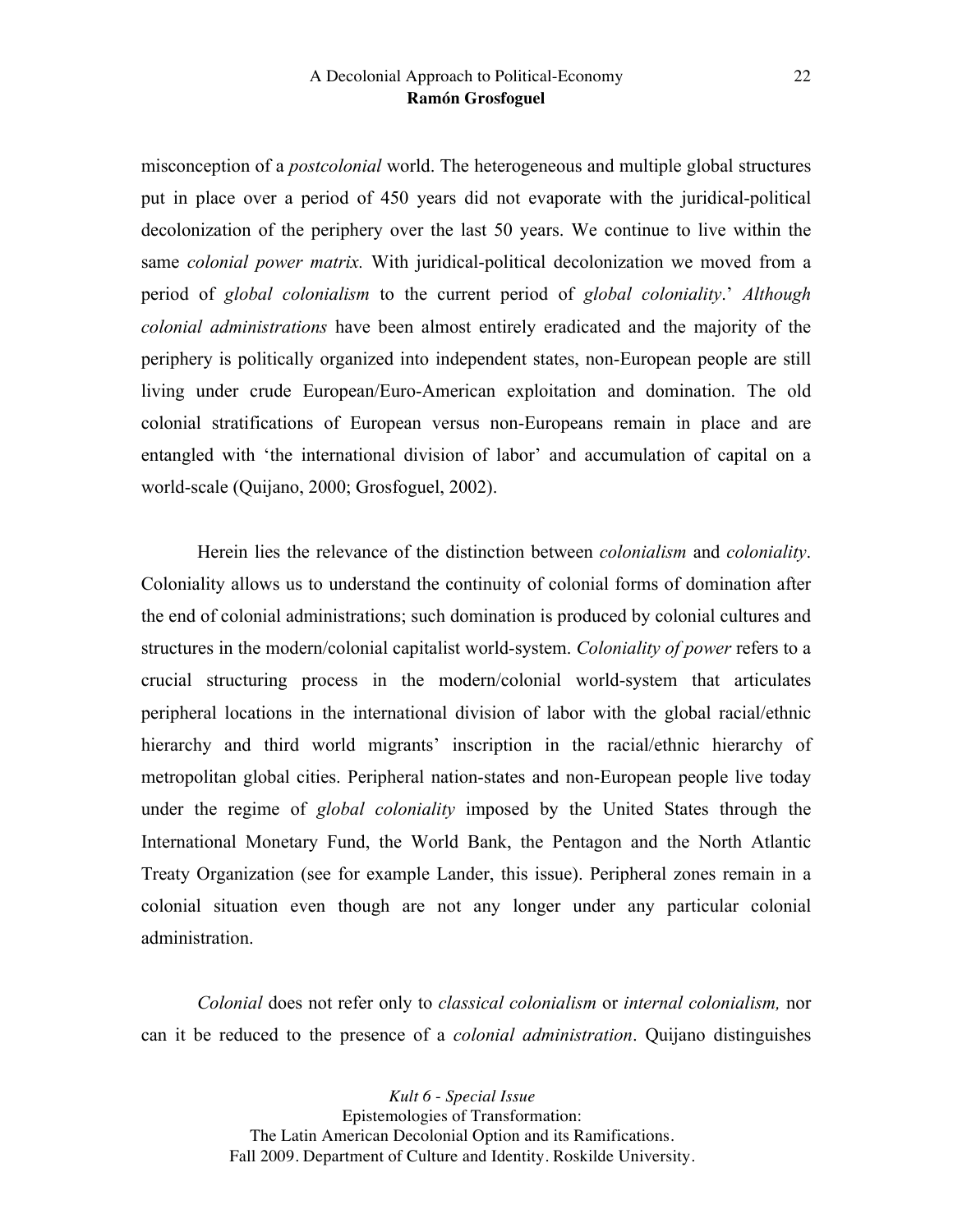misconception of a *postcolonial* world. The heterogeneous and multiple global structures put in place over a period of 450 years did not evaporate with the juridical-political decolonization of the periphery over the last 50 years. We continue to live within the same *colonial power matrix.* With juridical-political decolonization we moved from a period of *global colonialism* to the current period of *global coloniality*.' *Although colonial administrations* have been almost entirely eradicated and the majority of the periphery is politically organized into independent states, non-European people are still living under crude European/Euro-American exploitation and domination. The old colonial stratifications of European versus non-Europeans remain in place and are entangled with 'the international division of labor' and accumulation of capital on a world-scale (Quijano, 2000; Grosfoguel, 2002).

Herein lies the relevance of the distinction between *colonialism* and *coloniality*. Coloniality allows us to understand the continuity of colonial forms of domination after the end of colonial administrations; such domination is produced by colonial cultures and structures in the modern/colonial capitalist world-system. *Coloniality of power* refers to a crucial structuring process in the modern/colonial world-system that articulates peripheral locations in the international division of labor with the global racial/ethnic hierarchy and third world migrants' inscription in the racial/ethnic hierarchy of metropolitan global cities. Peripheral nation-states and non-European people live today under the regime of *global coloniality* imposed by the United States through the International Monetary Fund, the World Bank, the Pentagon and the North Atlantic Treaty Organization (see for example Lander, this issue). Peripheral zones remain in a colonial situation even though are not any longer under any particular colonial administration.

*Colonial* does not refer only to *classical colonialism* or *internal colonialism,* nor can it be reduced to the presence of a *colonial administration*. Quijano distinguishes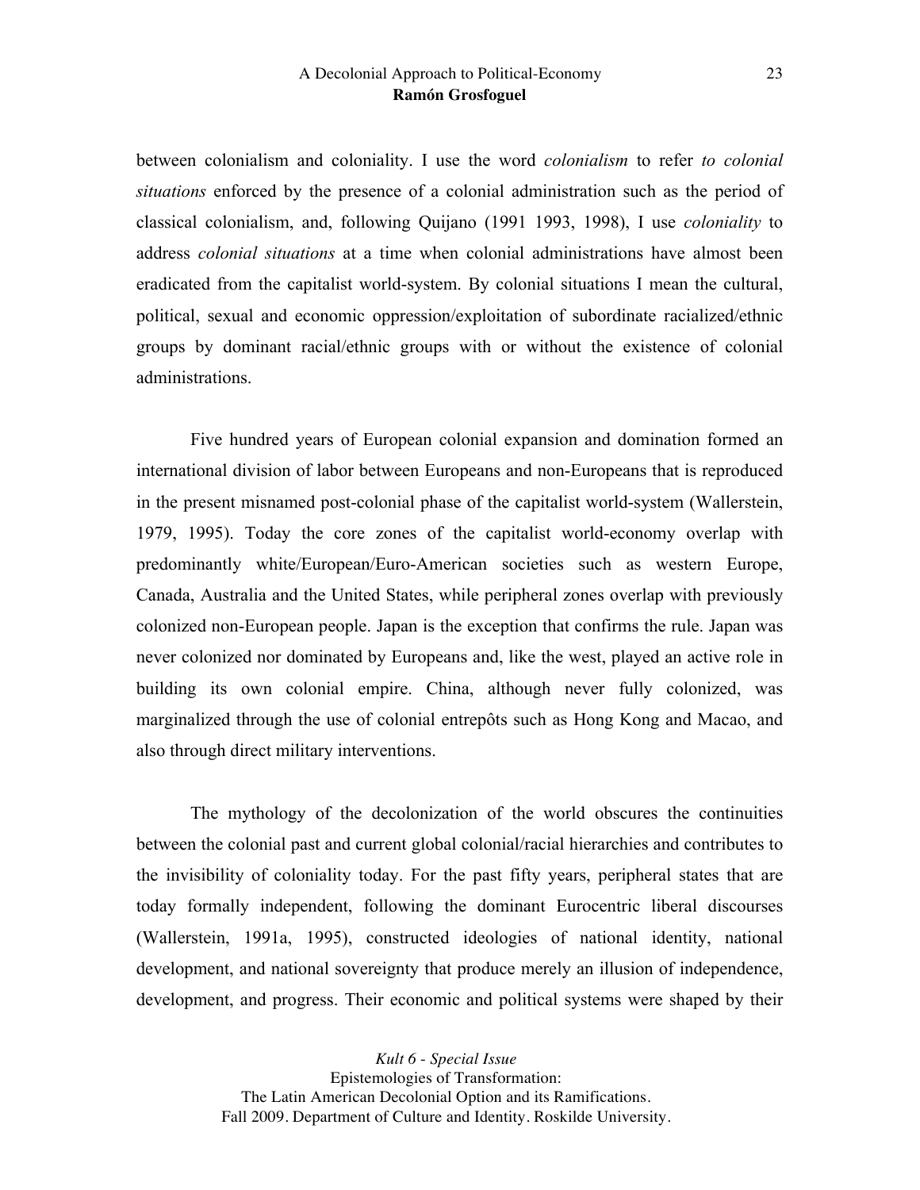between colonialism and coloniality. I use the word *colonialism* to refer *to colonial situations* enforced by the presence of a colonial administration such as the period of classical colonialism, and, following Quijano (1991 1993, 1998), I use *coloniality* to address *colonial situations* at a time when colonial administrations have almost been eradicated from the capitalist world-system. By colonial situations I mean the cultural, political, sexual and economic oppression/exploitation of subordinate racialized/ethnic groups by dominant racial/ethnic groups with or without the existence of colonial administrations.

Five hundred years of European colonial expansion and domination formed an international division of labor between Europeans and non-Europeans that is reproduced in the present misnamed post-colonial phase of the capitalist world-system (Wallerstein, 1979, 1995). Today the core zones of the capitalist world-economy overlap with predominantly white/European/Euro-American societies such as western Europe, Canada, Australia and the United States, while peripheral zones overlap with previously colonized non-European people. Japan is the exception that confirms the rule. Japan was never colonized nor dominated by Europeans and, like the west, played an active role in building its own colonial empire. China, although never fully colonized, was marginalized through the use of colonial entrepôts such as Hong Kong and Macao, and also through direct military interventions.

The mythology of the decolonization of the world obscures the continuities between the colonial past and current global colonial/racial hierarchies and contributes to the invisibility of coloniality today. For the past fifty years, peripheral states that are today formally independent, following the dominant Eurocentric liberal discourses (Wallerstein, 1991a, 1995), constructed ideologies of national identity, national development, and national sovereignty that produce merely an illusion of independence, development, and progress. Their economic and political systems were shaped by their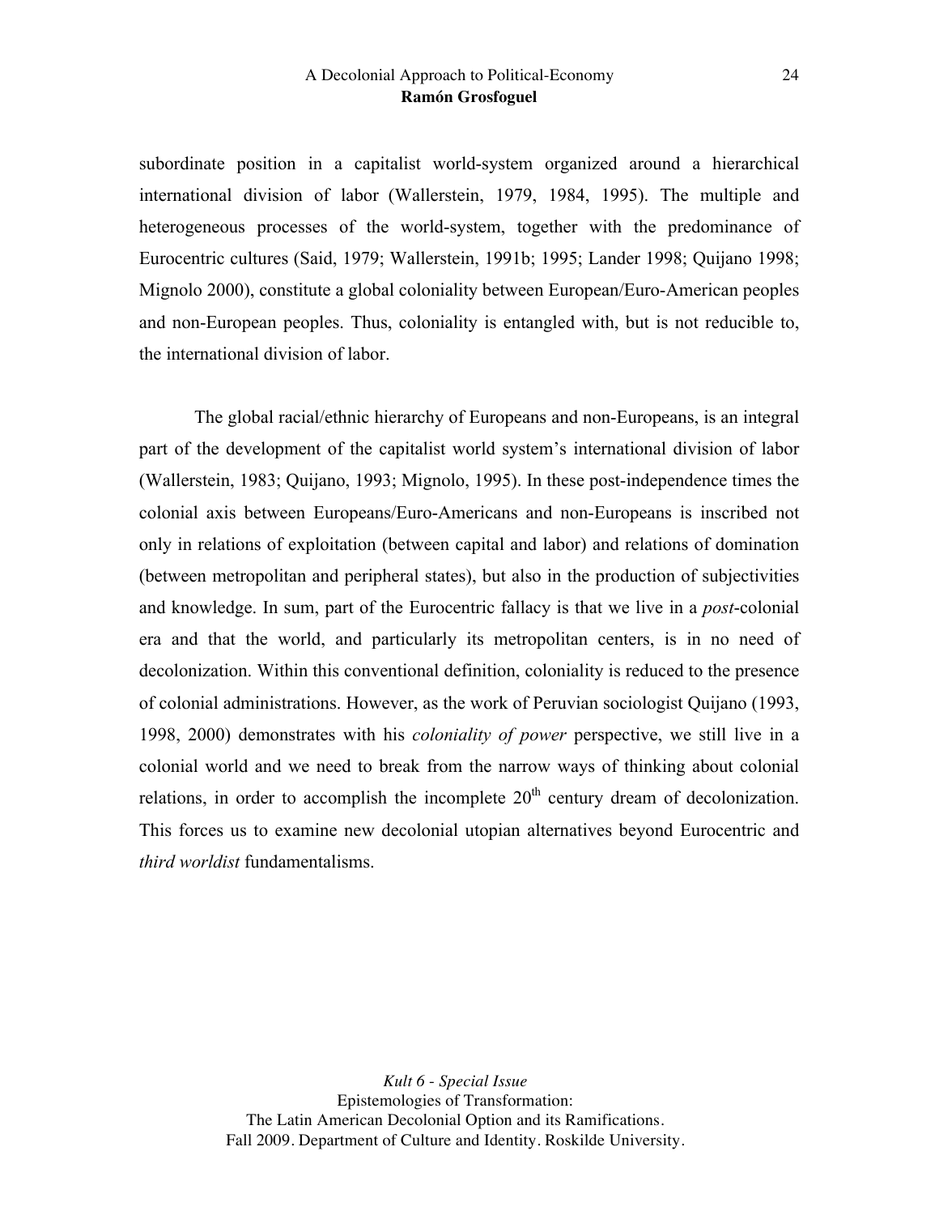subordinate position in a capitalist world-system organized around a hierarchical international division of labor (Wallerstein, 1979, 1984, 1995). The multiple and heterogeneous processes of the world-system, together with the predominance of Eurocentric cultures (Said, 1979; Wallerstein, 1991b; 1995; Lander 1998; Quijano 1998; Mignolo 2000), constitute a global coloniality between European/Euro-American peoples and non-European peoples. Thus, coloniality is entangled with, but is not reducible to, the international division of labor.

The global racial/ethnic hierarchy of Europeans and non-Europeans, is an integral part of the development of the capitalist world system's international division of labor (Wallerstein, 1983; Quijano, 1993; Mignolo, 1995). In these post-independence times the colonial axis between Europeans/Euro-Americans and non-Europeans is inscribed not only in relations of exploitation (between capital and labor) and relations of domination (between metropolitan and peripheral states), but also in the production of subjectivities and knowledge. In sum, part of the Eurocentric fallacy is that we live in a *post*-colonial era and that the world, and particularly its metropolitan centers, is in no need of decolonization. Within this conventional definition, coloniality is reduced to the presence of colonial administrations. However, as the work of Peruvian sociologist Quijano (1993, 1998, 2000) demonstrates with his *coloniality of power* perspective, we still live in a colonial world and we need to break from the narrow ways of thinking about colonial relations, in order to accomplish the incomplete 20th century dream of decolonization. This forces us to examine new decolonial utopian alternatives beyond Eurocentric and *third worldist* fundamentalisms.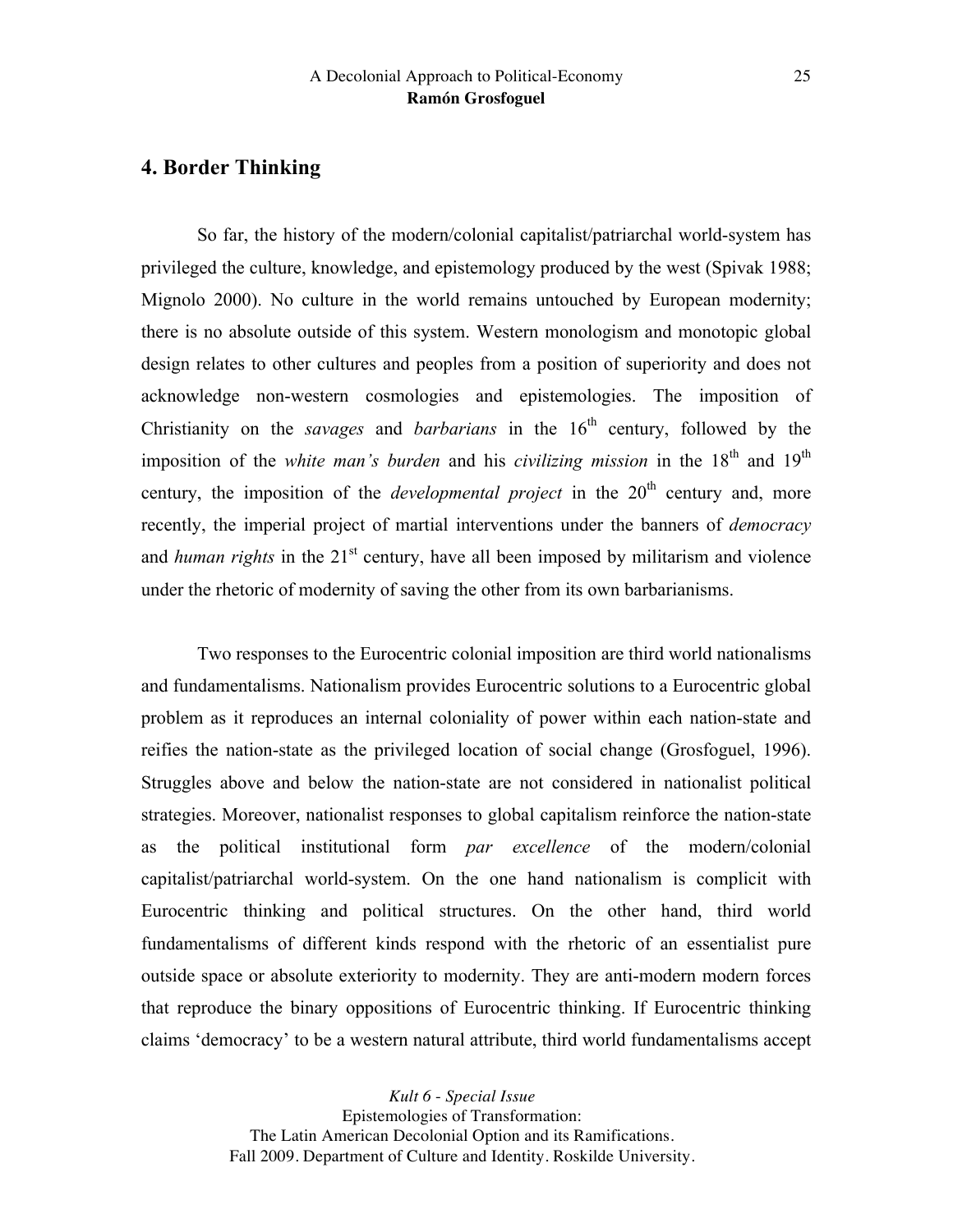## 4. Border Thinking

So far, the history of the modern/colonial capitalist/patriarchal world-system has privileged the culture, knowledge, and epistemology produced by the west (Spivak 1988; Mignolo 2000). No culture in the world remains untouched by European modernity; there is no absolute outside of this system. Western monologism and monotopic global design relates to other cultures and peoples from a position of superiority and does not acknowledge non-western cosmologies and epistemologies. The imposition of Christianity on the *savages* and *barbarians* in the 16th century, followed by the imposition of the *white man's burden* and his *civilizing mission* in the 18th and 19th century, the imposition of the *developmental project* in the 20th century and, more recently, the imperial project of martial interventions under the banners of *democracy* and *human rights* in the 21st century, have all been imposed by militarism and violence under the rhetoric of modernity of saving the other from its own barbarianisms.

Two responses to the Eurocentric colonial imposition are third world nationalisms and fundamentalisms. Nationalism provides Eurocentric solutions to a Eurocentric global problem as it reproduces an internal coloniality of power within each nation-state and reifies the nation-state as the privileged location of social change (Grosfoguel, 1996). Struggles above and below the nation-state are not considered in nationalist political strategies. Moreover, nationalist responses to global capitalism reinforce the nation-state as the political institutional form *par excellence* of the modern/colonial capitalist/patriarchal world-system. On the one hand nationalism is complicit with Eurocentric thinking and political structures. On the other hand, third world fundamentalisms of different kinds respond with the rhetoric of an essentialist pure outside space or absolute exteriority to modernity. They are anti-modern modern forces that reproduce the binary oppositions of Eurocentric thinking. If Eurocentric thinking claims 'democracy' to be a western natural attribute, third world fundamentalisms accept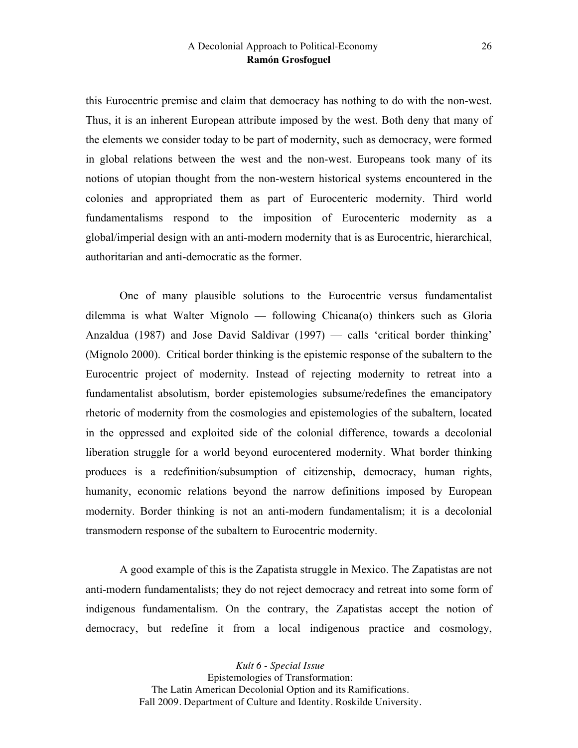this Eurocentric premise and claim that democracy has nothing to do with the non-west. Thus, it is an inherent European attribute imposed by the west. Both deny that many of the elements we consider today to be part of modernity, such as democracy, were formed in global relations between the west and the non-west. Europeans took many of its notions of utopian thought from the non-western historical systems encountered in the colonies and appropriated them as part of Eurocenteric modernity. Third world fundamentalisms respond to the imposition of Eurocenteric modernity as a global/imperial design with an anti-modern modernity that is as Eurocentric, hierarchical, authoritarian and anti-democratic as the former.

One of many plausible solutions to the Eurocentric versus fundamentalist dilemma is what Walter Mignolo — following Chicana(o) thinkers such as Gloria Anzaldua (1987) and Jose David Saldivar (1997) — calls 'critical border thinking' (Mignolo 2000). Critical border thinking is the epistemic response of the subaltern to the Eurocentric project of modernity. Instead of rejecting modernity to retreat into a fundamentalist absolutism, border epistemologies subsume/redefines the emancipatory rhetoric of modernity from the cosmologies and epistemologies of the subaltern, located in the oppressed and exploited side of the colonial difference, towards a decolonial liberation struggle for a world beyond eurocentered modernity. What border thinking produces is a redefinition/subsumption of citizenship, democracy, human rights, humanity, economic relations beyond the narrow definitions imposed by European modernity. Border thinking is not an anti-modern fundamentalism; it is a decolonial transmodern response of the subaltern to Eurocentric modernity.

A good example of this is the Zapatista struggle in Mexico. The Zapatistas are not anti-modern fundamentalists; they do not reject democracy and retreat into some form of indigenous fundamentalism. On the contrary, the Zapatistas accept the notion of democracy, but redefine it from a local indigenous practice and cosmology,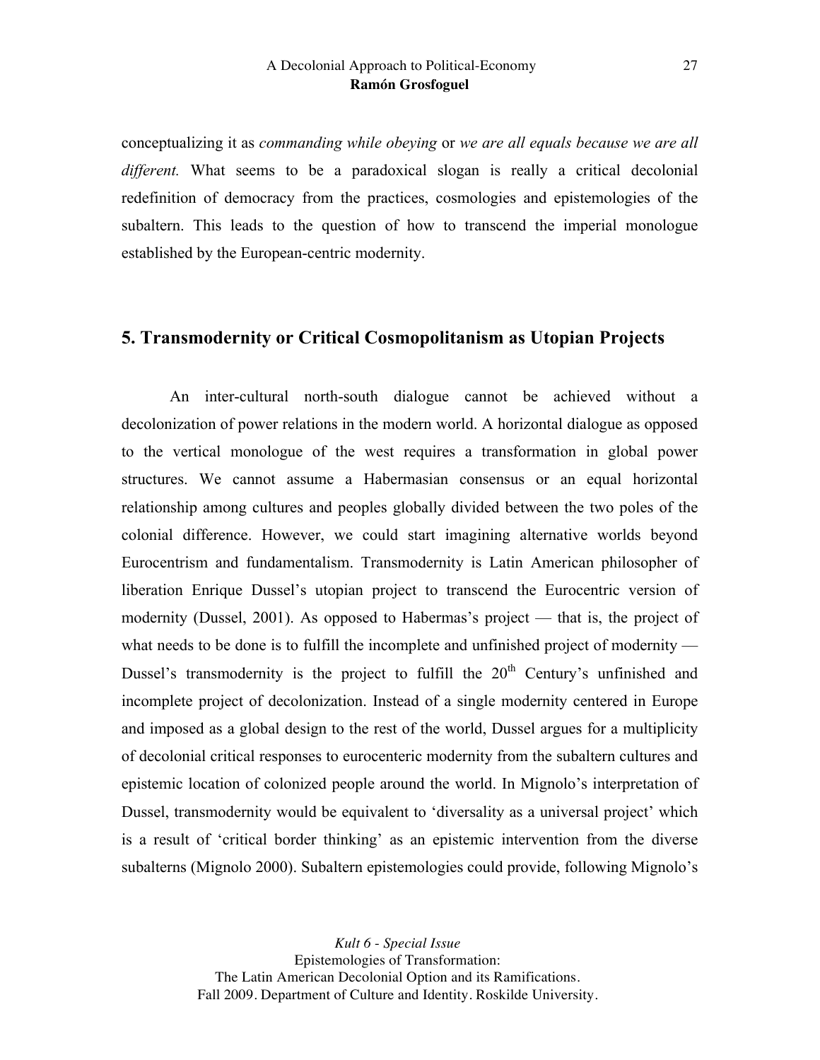conceptualizing it as *commanding while obeying* or *we are all equals because we are all different.* What seems to be a paradoxical slogan is really a critical decolonial redefinition of democracy from the practices, cosmologies and epistemologies of the subaltern. This leads to the question of how to transcend the imperial monologue established by the European-centric modernity.

## 5. Transmodernity or Critical Cosmopolitanism as Utopian Projects

An inter-cultural north-south dialogue cannot be achieved without a decolonization of power relations in the modern world. A horizontal dialogue as opposed to the vertical monologue of the west requires a transformation in global power structures. We cannot assume a Habermasian consensus or an equal horizontal relationship among cultures and peoples globally divided between the two poles of the colonial difference. However, we could start imagining alternative worlds beyond Eurocentrism and fundamentalism. Transmodernity is Latin American philosopher of liberation Enrique Dussel's utopian project to transcend the Eurocentric version of modernity (Dussel, 2001). As opposed to Habermas's project — that is, the project of what needs to be done is to fulfill the incomplete and unfinished project of modernity — Dussel's transmodernity is the project to fulfill the 20th Century's unfinished and incomplete project of decolonization. Instead of a single modernity centered in Europe and imposed as a global design to the rest of the world, Dussel argues for a multiplicity of decolonial critical responses to eurocenteric modernity from the subaltern cultures and epistemic location of colonized people around the world. In Mignolo's interpretation of Dussel, transmodernity would be equivalent to 'diversality as a universal project' which is a result of 'critical border thinking' as an epistemic intervention from the diverse subalterns (Mignolo 2000). Subaltern epistemologies could provide, following Mignolo's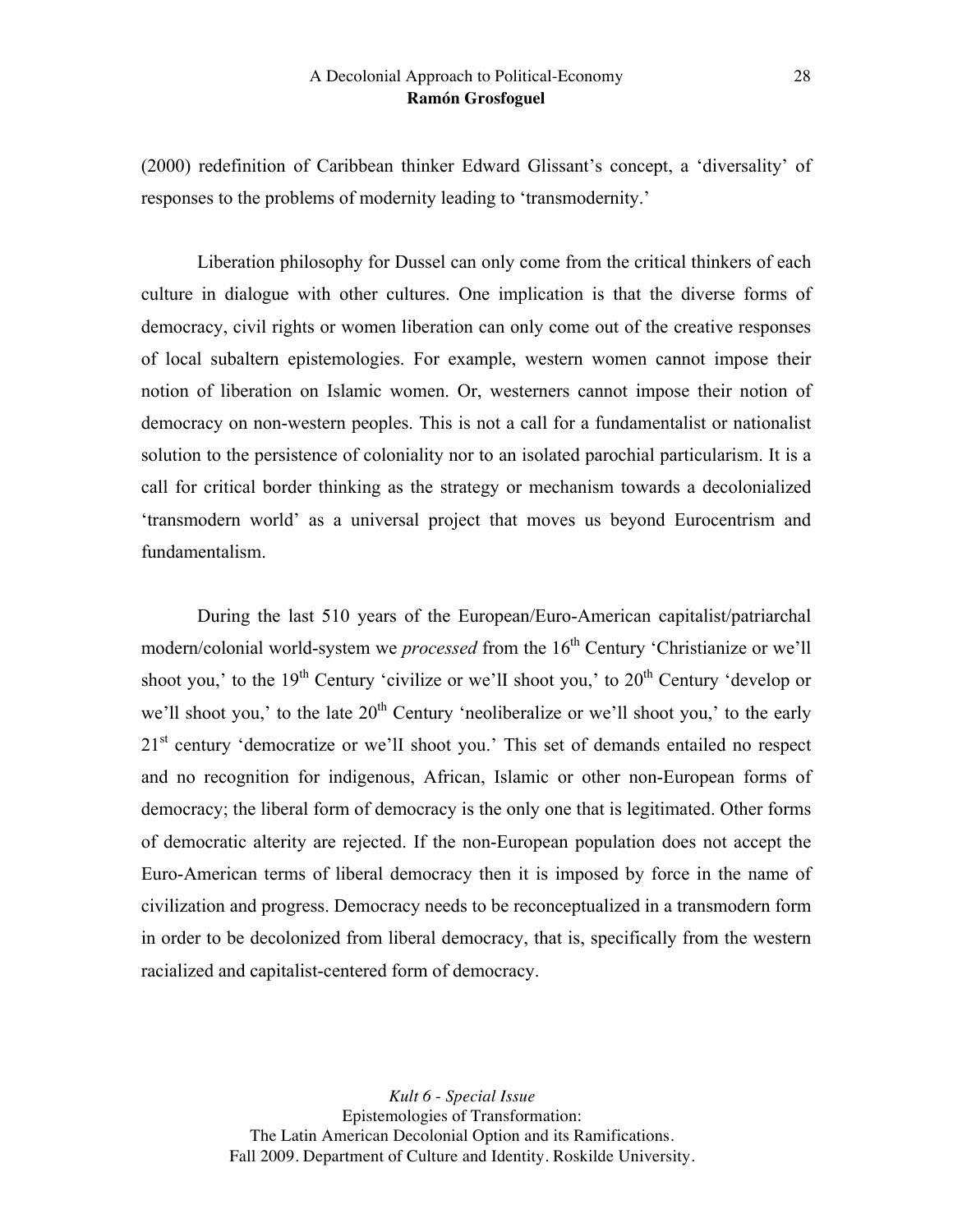(2000) redefinition of Caribbean thinker Edward Glissant's concept, a 'diversality' of responses to the problems of modernity leading to 'transmodernity.'

Liberation philosophy for Dussel can only come from the critical thinkers of each culture in dialogue with other cultures. One implication is that the diverse forms of democracy, civil rights or women liberation can only come out of the creative responses of local subaltern epistemologies. For example, western women cannot impose their notion of liberation on Islamic women. Or, westerners cannot impose their notion of democracy on non-western peoples. This is not a call for a fundamentalist or nationalist solution to the persistence of coloniality nor to an isolated parochial particularism. It is a call for critical border thinking as the strategy or mechanism towards a decolonialized 'transmodern world' as a universal project that moves us beyond Eurocentrism and fundamentalism.

During the last 510 years of the European/Euro-American capitalist/patriarchal modern/colonial world-system we *processed* from the 16th Century 'Christianize or we'll shoot you,' to the 19th Century 'civilize or we'lI shoot you,' to 20th Century 'develop or we'll shoot you,' to the late 20th Century 'neoliberalize or we'll shoot you,' to the early 21st century 'democratize or we'lI shoot you.' This set of demands entailed no respect and no recognition for indigenous, African, Islamic or other non-European forms of democracy; the liberal form of democracy is the only one that is legitimated. Other forms of democratic alterity are rejected. If the non-European population does not accept the Euro-American terms of liberal democracy then it is imposed by force in the name of civilization and progress. Democracy needs to be reconceptualized in a transmodern form in order to be decolonized from liberal democracy, that is, specifically from the western racialized and capitalist-centered form of democracy.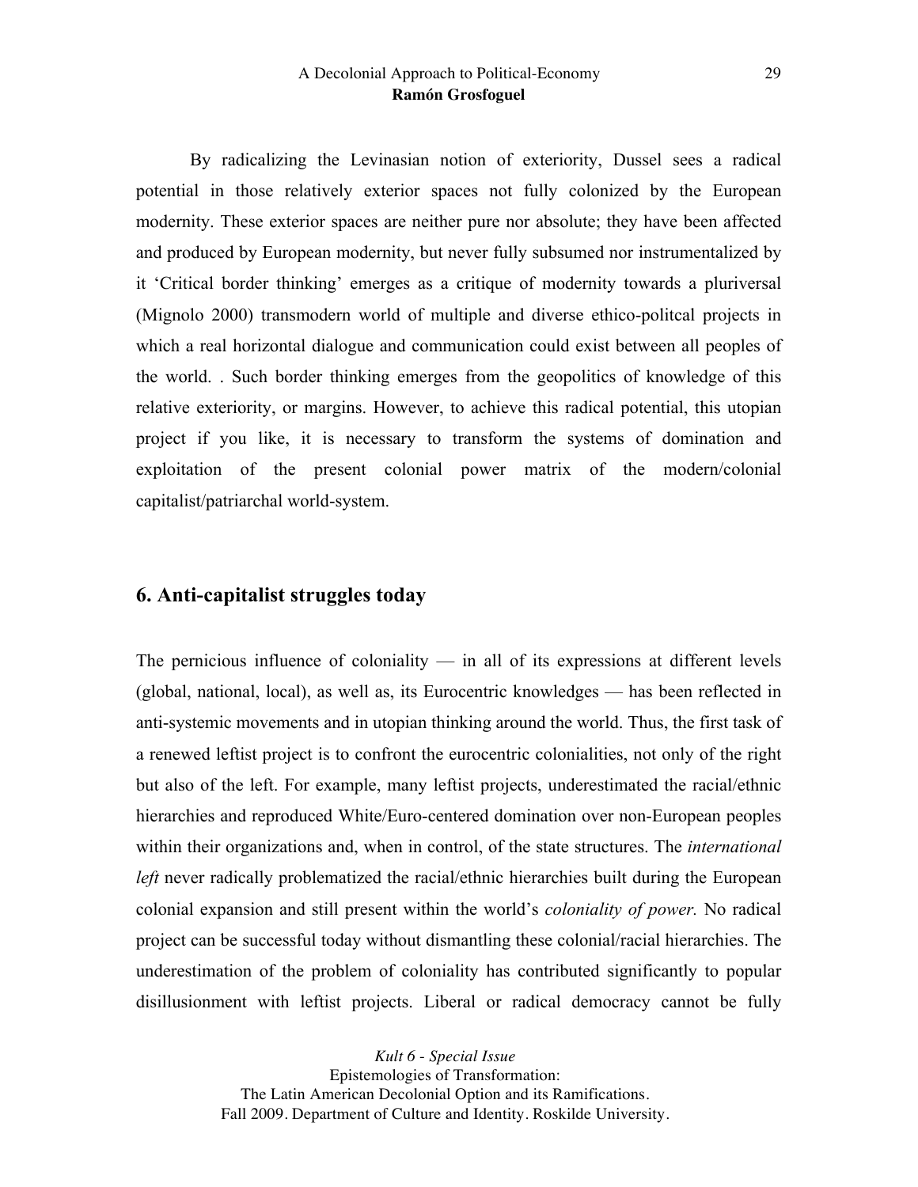By radicalizing the Levinasian notion of exteriority, Dussel sees a radical potential in those relatively exterior spaces not fully colonized by the European modernity. These exterior spaces are neither pure nor absolute; they have been affected and produced by European modernity, but never fully subsumed nor instrumentalized by it 'Critical border thinking' emerges as a critique of modernity towards a pluriversal (Mignolo 2000) transmodern world of multiple and diverse ethico-politcal projects in which a real horizontal dialogue and communication could exist between all peoples of the world. . Such border thinking emerges from the geopolitics of knowledge of this relative exteriority, or margins. However, to achieve this radical potential, this utopian project if you like, it is necessary to transform the systems of domination and exploitation of the present colonial power matrix of the modern/colonial capitalist/patriarchal world-system.

## 6. Anti-capitalist struggles today

The pernicious influence of coloniality — in all of its expressions at different levels (global, national, local), as well as, its Eurocentric knowledges — has been reflected in anti-systemic movements and in utopian thinking around the world. Thus, the first task of a renewed leftist project is to confront the eurocentric colonialities, not only of the right but also of the left. For example, many leftist projects, underestimated the racial/ethnic hierarchies and reproduced White/Euro-centered domination over non-European peoples within their organizations and, when in control, of the state structures. The *international left* never radically problematized the racial/ethnic hierarchies built during the European colonial expansion and still present within the world's *coloniality of power.* No radical project can be successful today without dismantling these colonial/racial hierarchies. The underestimation of the problem of coloniality has contributed significantly to popular disillusionment with leftist projects. Liberal or radical democracy cannot be fully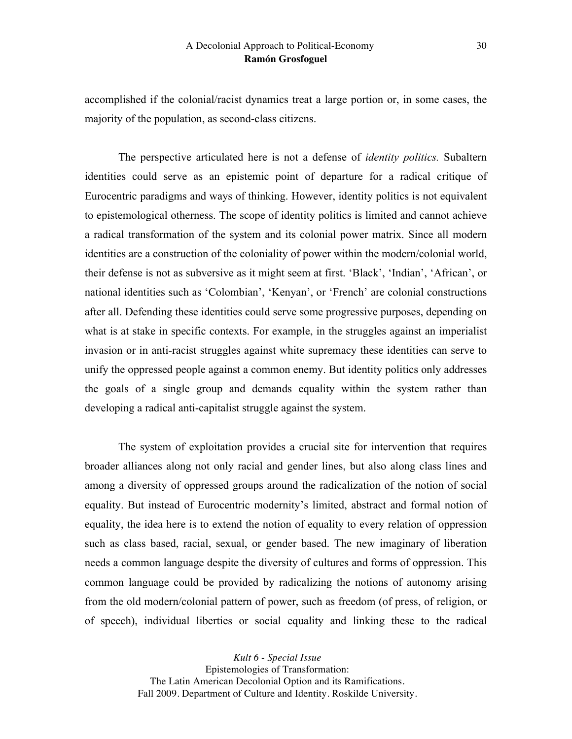accomplished if the colonial/racist dynamics treat a large portion or, in some cases, the majority of the population, as second-class citizens.

The perspective articulated here is not a defense of *identity politics.* Subaltern identities could serve as an epistemic point of departure for a radical critique of Eurocentric paradigms and ways of thinking. However, identity politics is not equivalent to epistemological otherness. The scope of identity politics is limited and cannot achieve a radical transformation of the system and its colonial power matrix. Since all modern identities are a construction of the coloniality of power within the modern/colonial world, their defense is not as subversive as it might seem at first. 'Black', 'Indian', 'African', or national identities such as 'Colombian', 'Kenyan', or 'French' are colonial constructions after all. Defending these identities could serve some progressive purposes, depending on what is at stake in specific contexts. For example, in the struggles against an imperialist invasion or in anti-racist struggles against white supremacy these identities can serve to unify the oppressed people against a common enemy. But identity politics only addresses the goals of a single group and demands equality within the system rather than developing a radical anti-capitalist struggle against the system.

The system of exploitation provides a crucial site for intervention that requires broader alliances along not only racial and gender lines, but also along class lines and among a diversity of oppressed groups around the radicalization of the notion of social equality. But instead of Eurocentric modernity's limited, abstract and formal notion of equality, the idea here is to extend the notion of equality to every relation of oppression such as class based, racial, sexual, or gender based. The new imaginary of liberation needs a common language despite the diversity of cultures and forms of oppression. This common language could be provided by radicalizing the notions of autonomy arising from the old modern/colonial pattern of power, such as freedom (of press, of religion, or of speech), individual liberties or social equality and linking these to the radical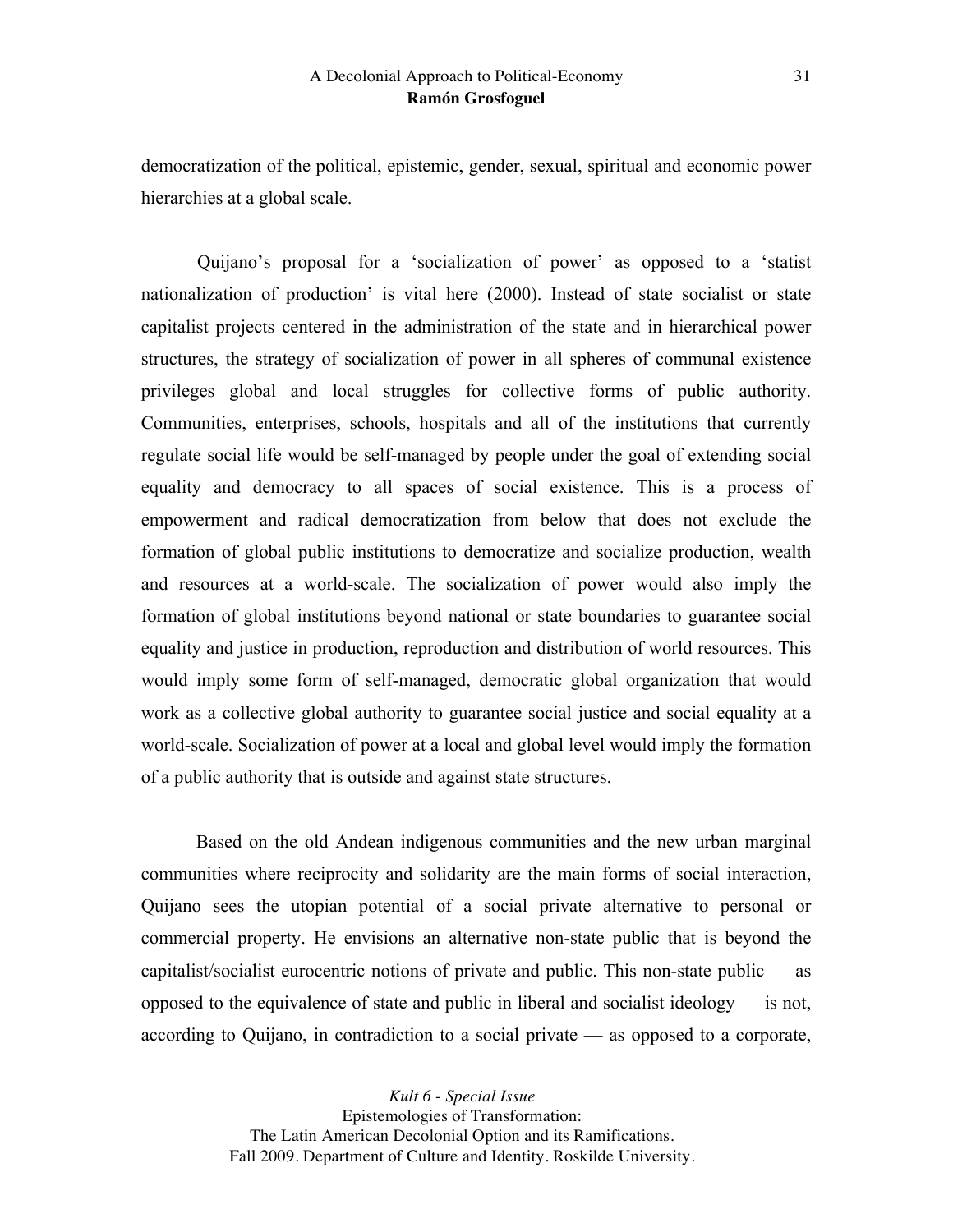democratization of the political, epistemic, gender, sexual, spiritual and economic power hierarchies at a global scale.

Quijano's proposal for a 'socialization of power' as opposed to a 'statist nationalization of production' is vital here (2000). Instead of state socialist or state capitalist projects centered in the administration of the state and in hierarchical power structures, the strategy of socialization of power in all spheres of communal existence privileges global and local struggles for collective forms of public authority. Communities, enterprises, schools, hospitals and all of the institutions that currently regulate social life would be self-managed by people under the goal of extending social equality and democracy to all spaces of social existence. This is a process of empowerment and radical democratization from below that does not exclude the formation of global public institutions to democratize and socialize production, wealth and resources at a world-scale. The socialization of power would also imply the formation of global institutions beyond national or state boundaries to guarantee social equality and justice in production, reproduction and distribution of world resources. This would imply some form of self-managed, democratic global organization that would work as a collective global authority to guarantee social justice and social equality at a world-scale. Socialization of power at a local and global level would imply the formation of a public authority that is outside and against state structures.

Based on the old Andean indigenous communities and the new urban marginal communities where reciprocity and solidarity are the main forms of social interaction, Quijano sees the utopian potential of a social private alternative to personal or commercial property. He envisions an alternative non-state public that is beyond the capitalist/socialist eurocentric notions of private and public. This non-state public — as opposed to the equivalence of state and public in liberal and socialist ideology — is not, according to Quijano, in contradiction to a social private — as opposed to a corporate,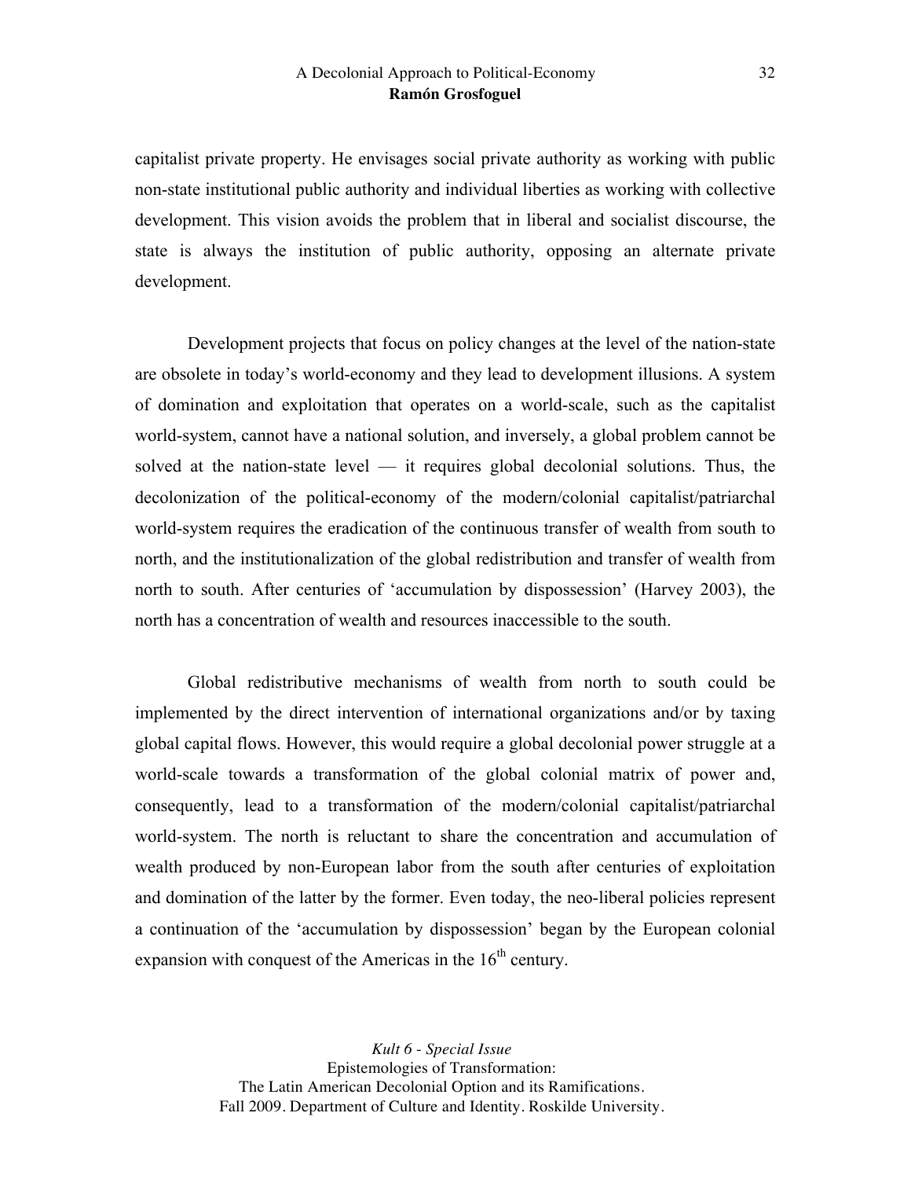capitalist private property. He envisages social private authority as working with public non-state institutional public authority and individual liberties as working with collective development. This vision avoids the problem that in liberal and socialist discourse, the state is always the institution of public authority, opposing an alternate private development.

Development projects that focus on policy changes at the level of the nation-state are obsolete in today's world-economy and they lead to development illusions. A system of domination and exploitation that operates on a world-scale, such as the capitalist world-system, cannot have a national solution, and inversely, a global problem cannot be solved at the nation-state level — it requires global decolonial solutions. Thus, the decolonization of the political-economy of the modern/colonial capitalist/patriarchal world-system requires the eradication of the continuous transfer of wealth from south to north, and the institutionalization of the global redistribution and transfer of wealth from north to south. After centuries of 'accumulation by dispossession' (Harvey 2003), the north has a concentration of wealth and resources inaccessible to the south.

Global redistributive mechanisms of wealth from north to south could be implemented by the direct intervention of international organizations and/or by taxing global capital flows. However, this would require a global decolonial power struggle at a world-scale towards a transformation of the global colonial matrix of power and, consequently, lead to a transformation of the modern/colonial capitalist/patriarchal world-system. The north is reluctant to share the concentration and accumulation of wealth produced by non-European labor from the south after centuries of exploitation and domination of the latter by the former. Even today, the neo-liberal policies represent a continuation of the 'accumulation by dispossession' began by the European colonial expansion with conquest of the Americas in the 16th century.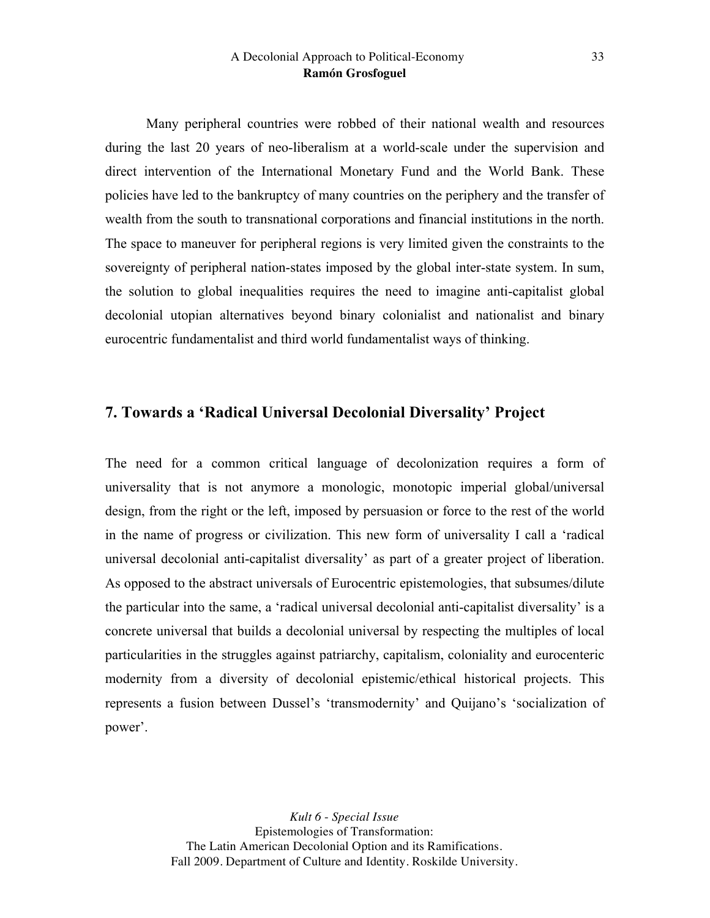Many peripheral countries were robbed of their national wealth and resources during the last 20 years of neo-liberalism at a world-scale under the supervision and direct intervention of the International Monetary Fund and the World Bank. These policies have led to the bankruptcy of many countries on the periphery and the transfer of wealth from the south to transnational corporations and financial institutions in the north. The space to maneuver for peripheral regions is very limited given the constraints to the sovereignty of peripheral nation-states imposed by the global inter-state system. In sum, the solution to global inequalities requires the need to imagine anti-capitalist global decolonial utopian alternatives beyond binary colonialist and nationalist and binary eurocentric fundamentalist and third world fundamentalist ways of thinking.

## 7. Towards a 'Radical Universal Decolonial Diversality' Project

The need for a common critical language of decolonization requires a form of universality that is not anymore a monologic, monotopic imperial global/universal design, from the right or the left, imposed by persuasion or force to the rest of the world in the name of progress or civilization. This new form of universality I call a 'radical universal decolonial anti-capitalist diversality' as part of a greater project of liberation. As opposed to the abstract universals of Eurocentric epistemologies, that subsumes/dilute the particular into the same, a 'radical universal decolonial anti-capitalist diversality' is a concrete universal that builds a decolonial universal by respecting the multiples of local particularities in the struggles against patriarchy, capitalism, coloniality and eurocenteric modernity from a diversity of decolonial epistemic/ethical historical projects. This represents a fusion between Dussel's 'transmodernity' and Quijano's 'socialization of power'.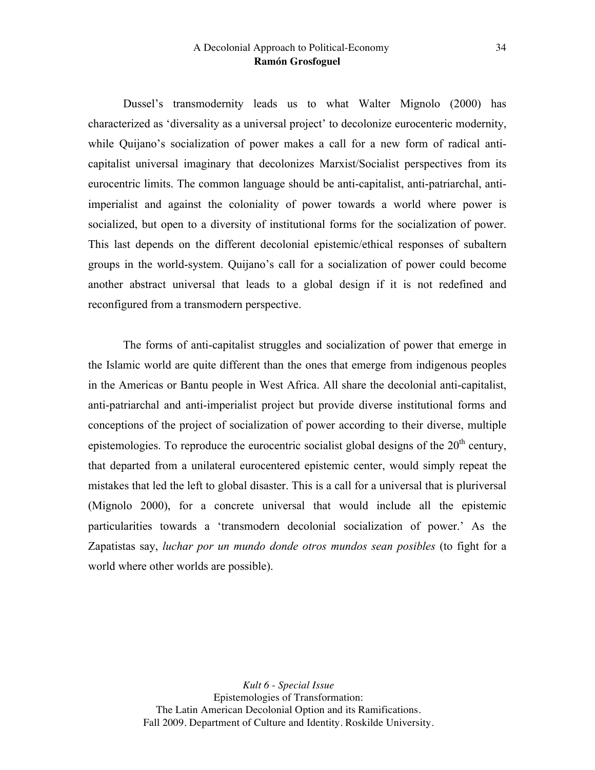Dussel's transmodernity leads us to what Walter Mignolo (2000) has characterized as 'diversality as a universal project' to decolonize eurocenteric modernity, while Quijano's socialization of power makes a call for a new form of radical anti-capitalist universal imaginary that decolonizes Marxist/Socialist perspectives from its eurocentric limits. The common language should be anti-capitalist, anti-patriarchal, anti-imperialist and against the coloniality of power towards a world where power is socialized, but open to a diversity of institutional forms for the socialization of power. This last depends on the different decolonial epistemic/ethical responses of subaltern groups in the world-system. Quijano's call for a socialization of power could become another abstract universal that leads to a global design if it is not redefined and reconfigured from a transmodern perspective.

The forms of anti-capitalist struggles and socialization of power that emerge in the Islamic world are quite different than the ones that emerge from indigenous peoples in the Americas or Bantu people in West Africa. All share the decolonial anti-capitalist, anti-patriarchal and anti-imperialist project but provide diverse institutional forms and conceptions of the project of socialization of power according to their diverse, multiple epistemologies. To reproduce the eurocentric socialist global designs of the 20th century, that departed from a unilateral eurocentered epistemic center, would simply repeat the mistakes that led the left to global disaster. This is a call for a universal that is pluriversal (Mignolo 2000), for a concrete universal that would include all the epistemic particularities towards a 'transmodern decolonial socialization of power.' As the Zapatistas say, *luchar por un mundo donde otros mundos sean posibles* (to fight for a world where other worlds are possible).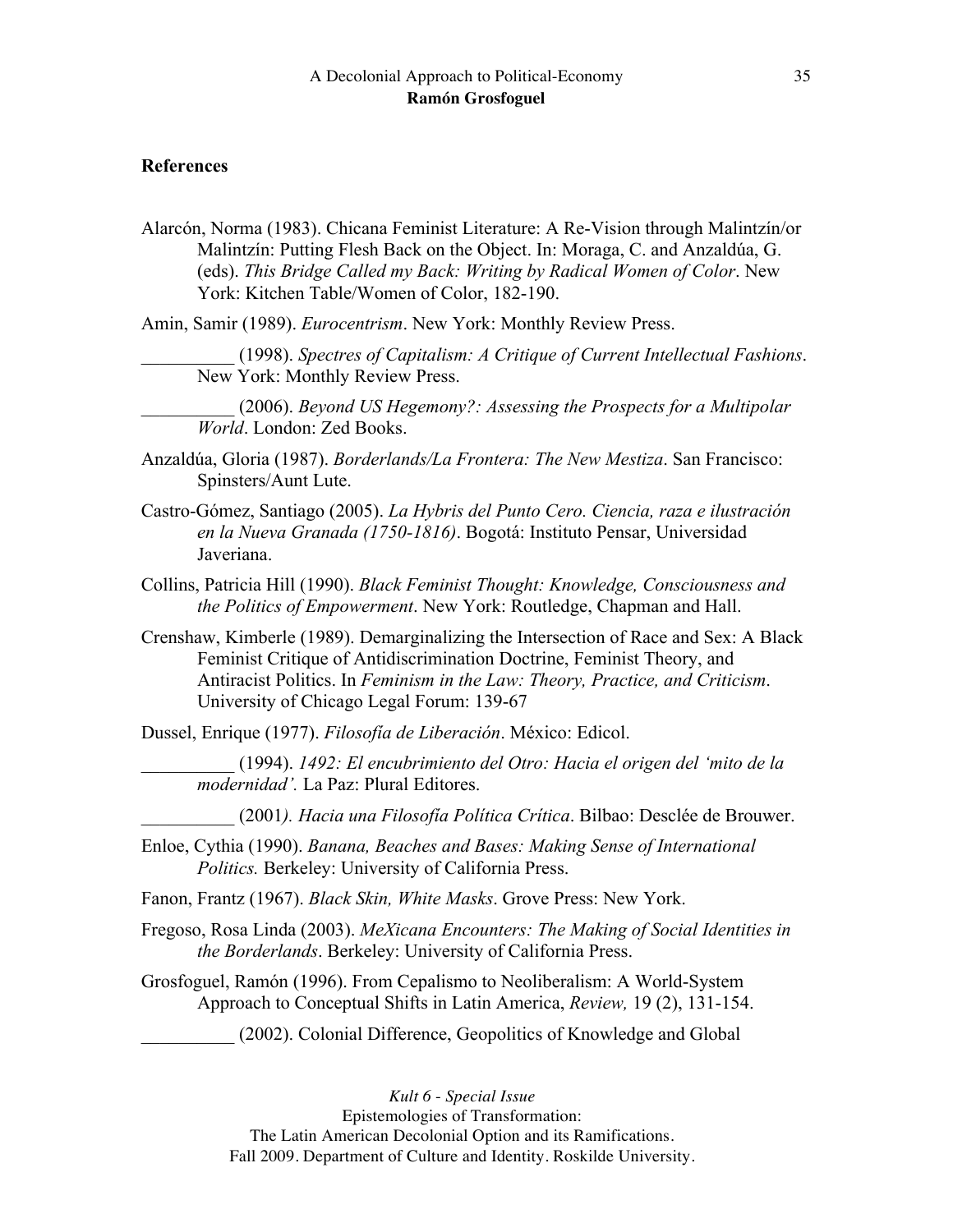## References

Alarcón, Norma (1983). Chicana Feminist Literature: A Re-Vision through Malintzín/or Malintzín: Putting Flesh Back on the Object. In: Moraga, C. and Anzaldúa, G. (eds). *This Bridge Called my Back: Writing by Radical Women of Color*. New York: Kitchen Table/Women of Color, 182-190.

Amin, Samir (1989). *Eurocentrism*. New York: Monthly Review Press.

__________ (1998). *Spectres of Capitalism: A Critique of Current Intellectual Fashions*. New York: Monthly Review Press.

__________ (2006). *Beyond US Hegemony?: Assessing the Prospects for a Multipolar World*. London: Zed Books.

Anzaldúa, Gloria (1987). *Borderlands/La Frontera: The New Mestiza*. San Francisco: Spinsters/Aunt Lute.

Castro-Gómez, Santiago (2005). *La Hybris del Punto Cero. Ciencia, raza e ilustración en la Nueva Granada (1750-1816)*. Bogotá: Instituto Pensar, Universidad Javeriana.

Collins, Patricia Hill (1990). *Black Feminist Thought: Knowledge, Consciousness and the Politics of Empowerment*. New York: Routledge, Chapman and Hall.

Crenshaw, Kimberle (1989). Demarginalizing the Intersection of Race and Sex: A Black Feminist Critique of Antidiscrimination Doctrine, Feminist Theory, and Antiracist Politics. In *Feminism in the Law: Theory, Practice, and Criticism*. University of Chicago Legal Forum: 139-67

Dussel, Enrique (1977). *Filosofía de Liberación*. México: Edicol.

__________ (1994). *1492: El encubrimiento del Otro: Hacia el origen del 'mito de la modernidad'.* La Paz: Plural Editores.

__________ (2001*). Hacia una Filosofía Política Crítica*. Bilbao: Desclée de Brouwer.

Enloe, Cythia (1990). *Banana, Beaches and Bases: Making Sense of International Politics.* Berkeley: University of California Press.

Fanon, Frantz (1967). *Black Skin, White Masks*. Grove Press: New York.

Fregoso, Rosa Linda (2003). *MeXicana Encounters: The Making of Social Identities in the Borderlands*. Berkeley: University of California Press.

Grosfoguel, Ramón (1996). From Cepalismo to Neoliberalism: A World-System Approach to Conceptual Shifts in Latin America, *Review,* 19 (2), 131-154.

__________ (2002). Colonial Difference, Geopolitics of Knowledge and Global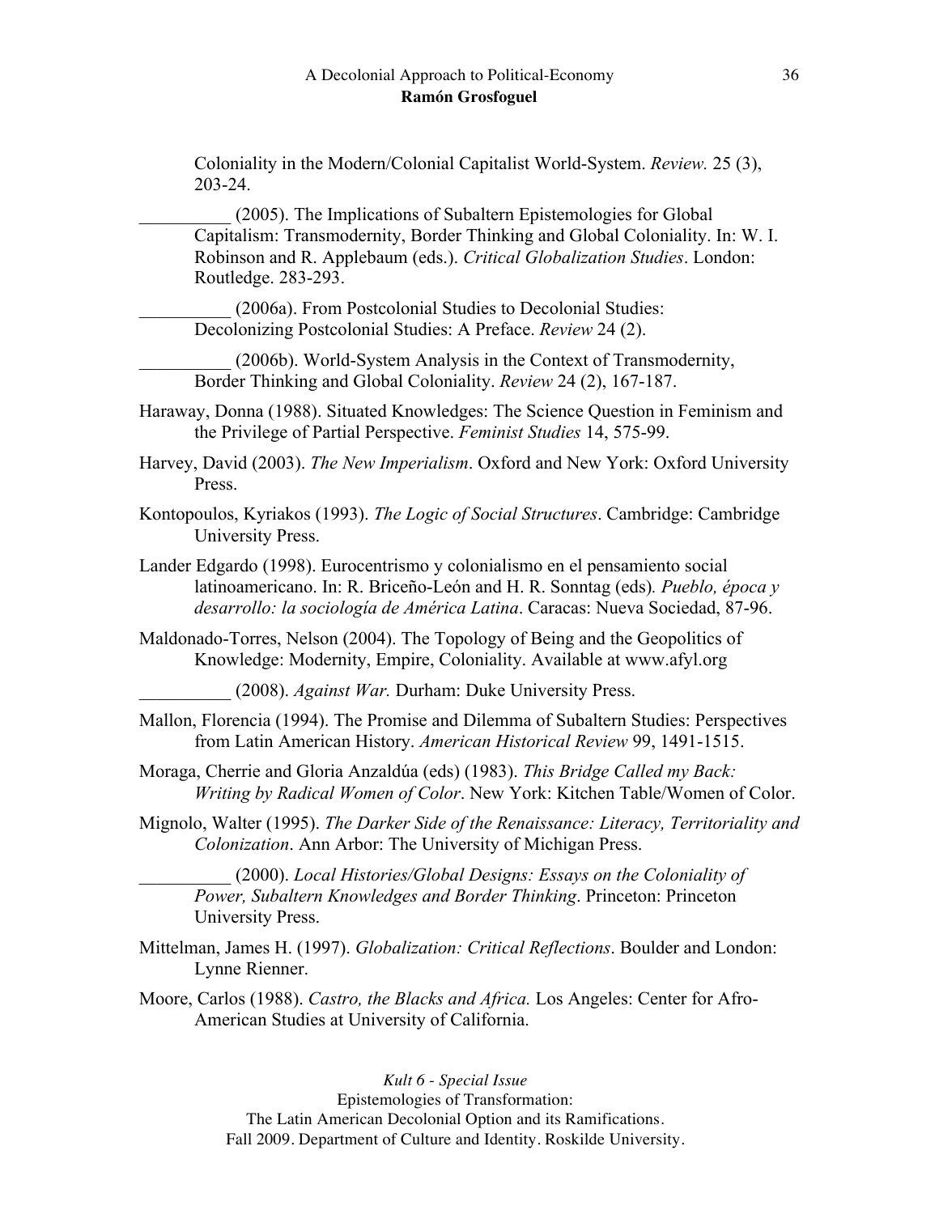Coloniality in the Modern/Colonial Capitalist World-System. *Review.* 25 (3), 203-24.

__________ (2005). The Implications of Subaltern Epistemologies for Global Capitalism: Transmodernity, Border Thinking and Global Coloniality. In: W. I. Robinson and R. Applebaum (eds.). *Critical Globalization Studies*. London: Routledge. 283-293.

__________ (2006a). From Postcolonial Studies to Decolonial Studies: Decolonizing Postcolonial Studies: A Preface. *Review* 24 (2).

__________ (2006b). World-System Analysis in the Context of Transmodernity, Border Thinking and Global Coloniality. *Review* 24 (2), 167-187.

Haraway, Donna (1988). Situated Knowledges: The Science Question in Feminism and the Privilege of Partial Perspective. *Feminist Studies* 14, 575-99.

Harvey, David (2003). *The New Imperialism*. Oxford and New York: Oxford University Press.

Kontopoulos, Kyriakos (1993). *The Logic of Social Structures*. Cambridge: Cambridge University Press.

Lander Edgardo (1998). Eurocentrismo y colonialismo en el pensamiento social latinoamericano. In: R. Briceño-León and H. R. Sonntag (eds)*. Pueblo, época y desarrollo: la sociología de América Latina*. Caracas: Nueva Sociedad, 87-96.

Maldonado-Torres, Nelson (2004). The Topology of Being and the Geopolitics of Knowledge: Modernity, Empire, Coloniality. Available at www.afyl.org

__________ (2008). *Against War.* Durham: Duke University Press.

Mallon, Florencia (1994). The Promise and Dilemma of Subaltern Studies: Perspectives from Latin American History. *American Historical Review* 99, 1491-1515.

Moraga, Cherrie and Gloria Anzaldúa (eds) (1983). *This Bridge Called my Back: Writing by Radical Women of Color*. New York: Kitchen Table/Women of Color.

Mignolo, Walter (1995). *The Darker Side of the Renaissance: Literacy, Territoriality and Colonization*. Ann Arbor: The University of Michigan Press.

__________ (2000). *Local Histories/Global Designs: Essays on the Coloniality of Power, Subaltern Knowledges and Border Thinking*. Princeton: Princeton University Press.

Mittelman, James H. (1997). *Globalization: Critical Reflections*. Boulder and London: Lynne Rienner.

Moore, Carlos (1988). *Castro, the Blacks and Africa.* Los Angeles: Center for Afro-American Studies at University of California.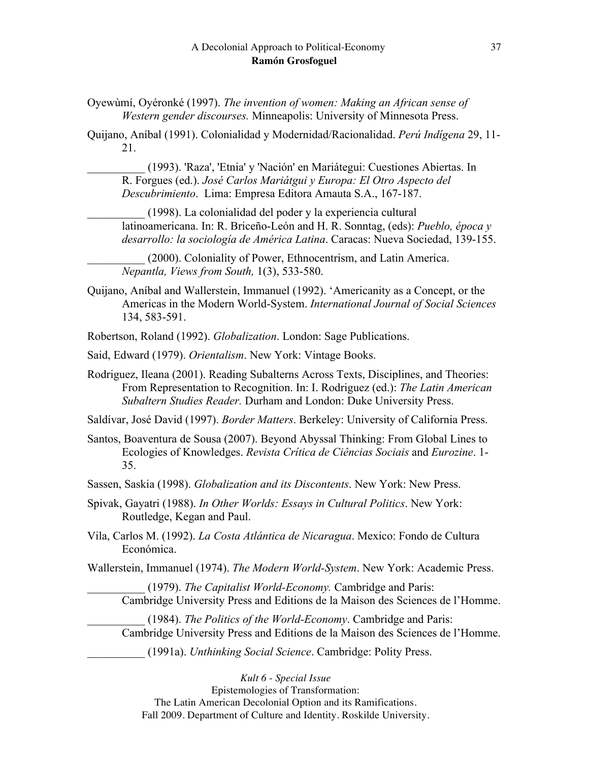Oyewùmí, Oyéronké (1997). *The invention of women: Making an African sense of Western gender discourses.* Minneapolis: University of Minnesota Press.

Quijano, Aníbal (1991). Colonialidad y Modernidad/Racionalidad. *Perú Indígena* 29, 11-21.

__________ (1993). 'Raza', 'Etnia' y 'Nación' en Mariátegui: Cuestiones Abiertas. In R. Forgues (ed.). *José Carlos Mariátgui y Europa: El Otro Aspecto del Descubrimiento*. Lima: Empresa Editora Amauta S.A., 167-187.

__________ (1998). La colonialidad del poder y la experiencia cultural latinoamericana. In: R. Briceño-León and H. R. Sonntag, (eds): *Pueblo, época y desarrollo: la sociología de América Latina*. Caracas: Nueva Sociedad, 139-155.

__________ (2000). Coloniality of Power, Ethnocentrism, and Latin America. *Nepantla, Views from South,* 1(3), 533-580.

Quijano, Aníbal and Wallerstein, Immanuel (1992). 'Americanity as a Concept, or the Americas in the Modern World-System. *International Journal of Social Sciences* 134, 583-591.

Robertson, Roland (1992). *Globalization*. London: Sage Publications.

Said, Edward (1979). *Orientalism*. New York: Vintage Books.

Rodriguez, Ileana (2001). Reading Subalterns Across Texts, Disciplines, and Theories: From Representation to Recognition. In: I. Rodriguez (ed.): *The Latin American Subaltern Studies Reader.* Durham and London: Duke University Press.

Saldívar, José David (1997). *Border Matters*. Berkeley: University of California Press.

Santos, Boaventura de Sousa (2007). Beyond Abyssal Thinking: From Global Lines to Ecologies of Knowledges. *Revista Crítica de Ciências Sociais* and *Eurozine*. 1-35.

Sassen, Saskia (1998). *Globalization and its Discontents*. New York: New Press.

Spivak, Gayatri (1988). *In Other Worlds: Essays in Cultural Politics*. New York: Routledge, Kegan and Paul.

Vila, Carlos M. (1992). *La Costa Atlántica de Nicaragua*. Mexico: Fondo de Cultura Económica.

Wallerstein, Immanuel (1974). *The Modern World-System*. New York: Academic Press.

__________ (1979). *The Capitalist World-Economy.* Cambridge and Paris: Cambridge University Press and Editions de la Maison des Sciences de l'Homme.

__________ (1984). *The Politics of the World-Economy*. Cambridge and Paris: Cambridge University Press and Editions de la Maison des Sciences de l'Homme.

__________ (1991a). *Unthinking Social Science*. Cambridge: Polity Press.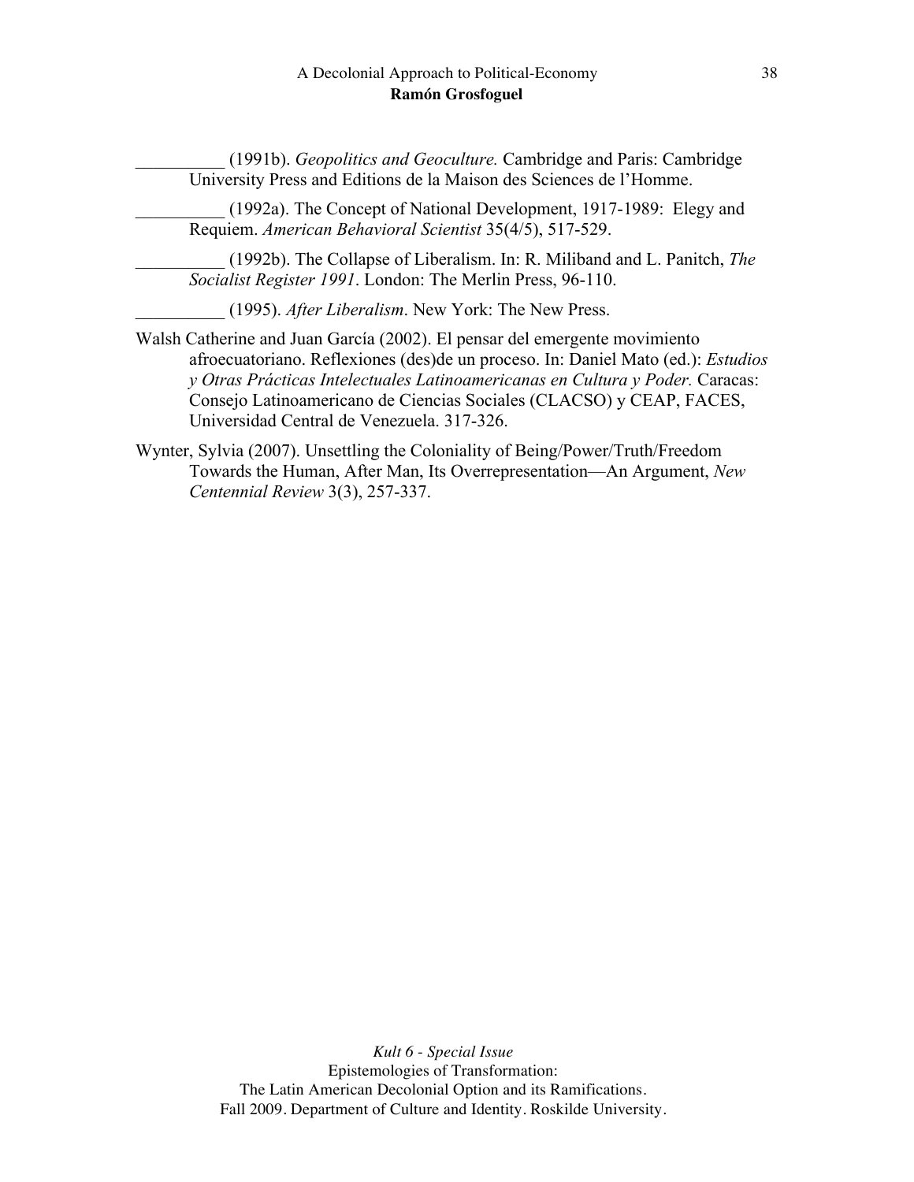__________ (1991b). *Geopolitics and Geoculture.* Cambridge and Paris: Cambridge University Press and Editions de la Maison des Sciences de l'Homme.

__________ (1992a). The Concept of National Development, 1917-1989: Elegy and Requiem. *American Behavioral Scientist* 35(4/5), 517-529.

__________ (1992b). The Collapse of Liberalism. In: R. Miliband and L. Panitch, *The Socialist Register 1991*. London: The Merlin Press, 96-110.

__________ (1995). *After Liberalism*. New York: The New Press.

Walsh Catherine and Juan García (2002). El pensar del emergente movimiento afroecuatoriano. Reflexiones (des)de un proceso. In: Daniel Mato (ed.): *Estudios y Otras Prácticas Intelectuales Latinoamericanas en Cultura y Poder.* Caracas: Consejo Latinoamericano de Ciencias Sociales (CLACSO) y CEAP, FACES, Universidad Central de Venezuela. 317-326.

Wynter, Sylvia (2007). Unsettling the Coloniality of Being/Power/Truth/Freedom Towards the Human, After Man, Its Overrepresentation—An Argument, *New Centennial Review* 3(3), 257-337.